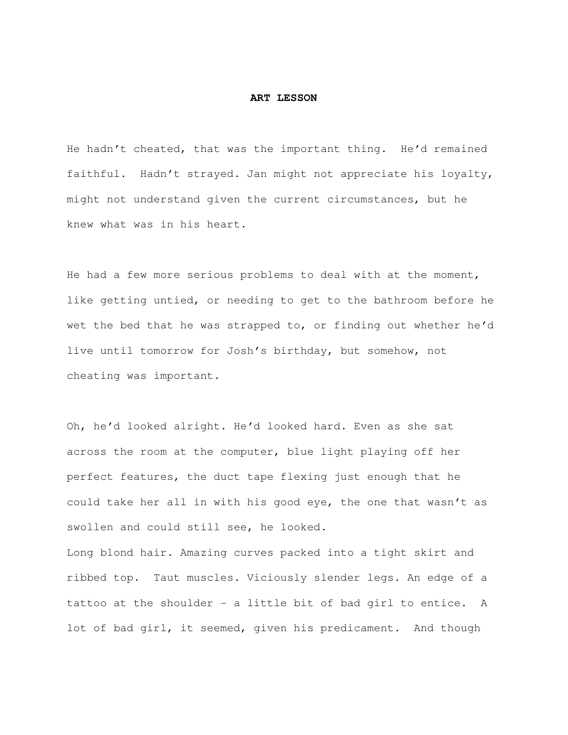**ART LESSON**

He hadn't cheated, that was the important thing. He'd remained faithful. Hadn't strayed. Jan might not appreciate his loyalty, might not understand given the current circumstances, but he knew what was in his heart.

He had a few more serious problems to deal with at the moment, like getting untied, or needing to get to the bathroom before he wet the bed that he was strapped to, or finding out whether he'd live until tomorrow for Josh's birthday, but somehow, not cheating was important.

Oh, he'd looked alright. He'd looked hard. Even as she sat across the room at the computer, blue light playing off her perfect features, the duct tape flexing just enough that he could take her all in with his good eye, the one that wasn't as swollen and could still see, he looked.

Long blond hair. Amazing curves packed into a tight skirt and ribbed top. Taut muscles. Viciously slender legs. An edge of a tattoo at the shoulder – a little bit of bad girl to entice. A lot of bad girl, it seemed, given his predicament. And though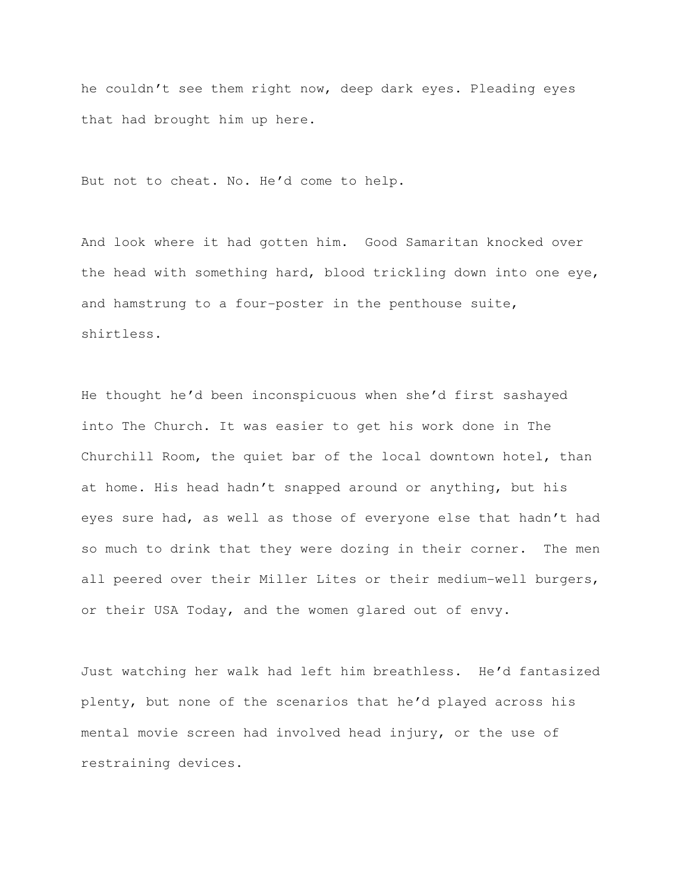he couldn't see them right now, deep dark eyes. Pleading eyes that had brought him up here.

But not to cheat. No. He'd come to help.

And look where it had gotten him. Good Samaritan knocked over the head with something hard, blood trickling down into one eye, and hamstrung to a four-poster in the penthouse suite, shirtless.

He thought he'd been inconspicuous when she'd first sashayed into The Church. It was easier to get his work done in The Churchill Room, the quiet bar of the local downtown hotel, than at home. His head hadn't snapped around or anything, but his eyes sure had, as well as those of everyone else that hadn't had so much to drink that they were dozing in their corner. The men all peered over their Miller Lites or their medium-well burgers, or their USA Today, and the women glared out of envy.

Just watching her walk had left him breathless. He'd fantasized plenty, but none of the scenarios that he'd played across his mental movie screen had involved head injury, or the use of restraining devices.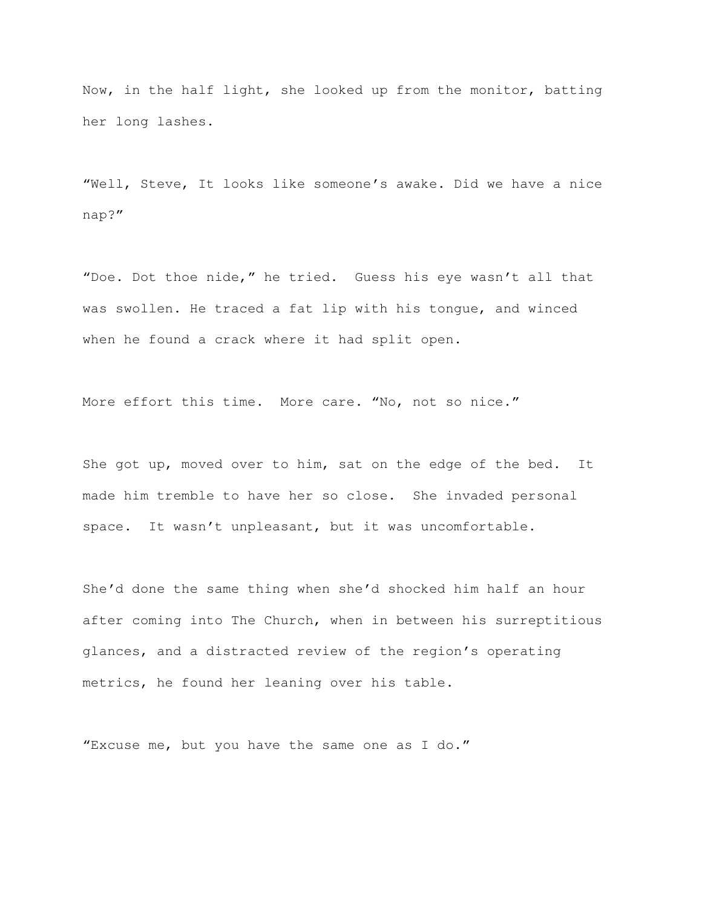Now, in the half light, she looked up from the monitor, batting her long lashes.

"Well, Steve, It looks like someone's awake. Did we have a nice nap?"

"Doe. Dot thoe nide," he tried. Guess his eye wasn't all that was swollen. He traced a fat lip with his tongue, and winced when he found a crack where it had split open.

More effort this time. More care. "No, not so nice."

She got up, moved over to him, sat on the edge of the bed. It made him tremble to have her so close. She invaded personal space. It wasn't unpleasant, but it was uncomfortable.

She'd done the same thing when she'd shocked him half an hour after coming into The Church, when in between his surreptitious glances, and a distracted review of the region's operating metrics, he found her leaning over his table.

"Excuse me, but you have the same one as I do."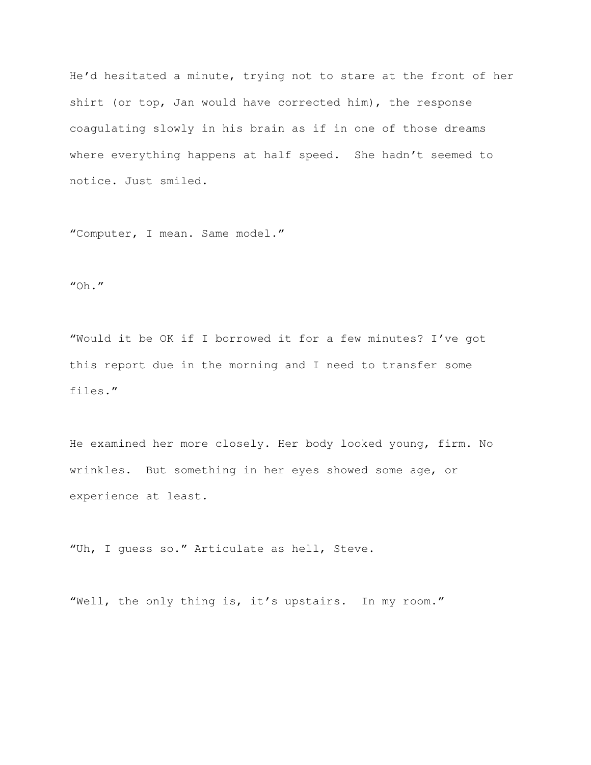He'd hesitated a minute, trying not to stare at the front of her shirt (or top, Jan would have corrected him), the response coagulating slowly in his brain as if in one of those dreams where everything happens at half speed. She hadn't seemed to notice. Just smiled.

"Computer, I mean. Same model."

"Oh."

"Would it be OK if I borrowed it for a few minutes? I've got this report due in the morning and I need to transfer some files."

He examined her more closely. Her body looked young, firm. No wrinkles. But something in her eyes showed some age, or experience at least.

"Uh, I guess so." Articulate as hell, Steve.

"Well, the only thing is, it's upstairs. In my room."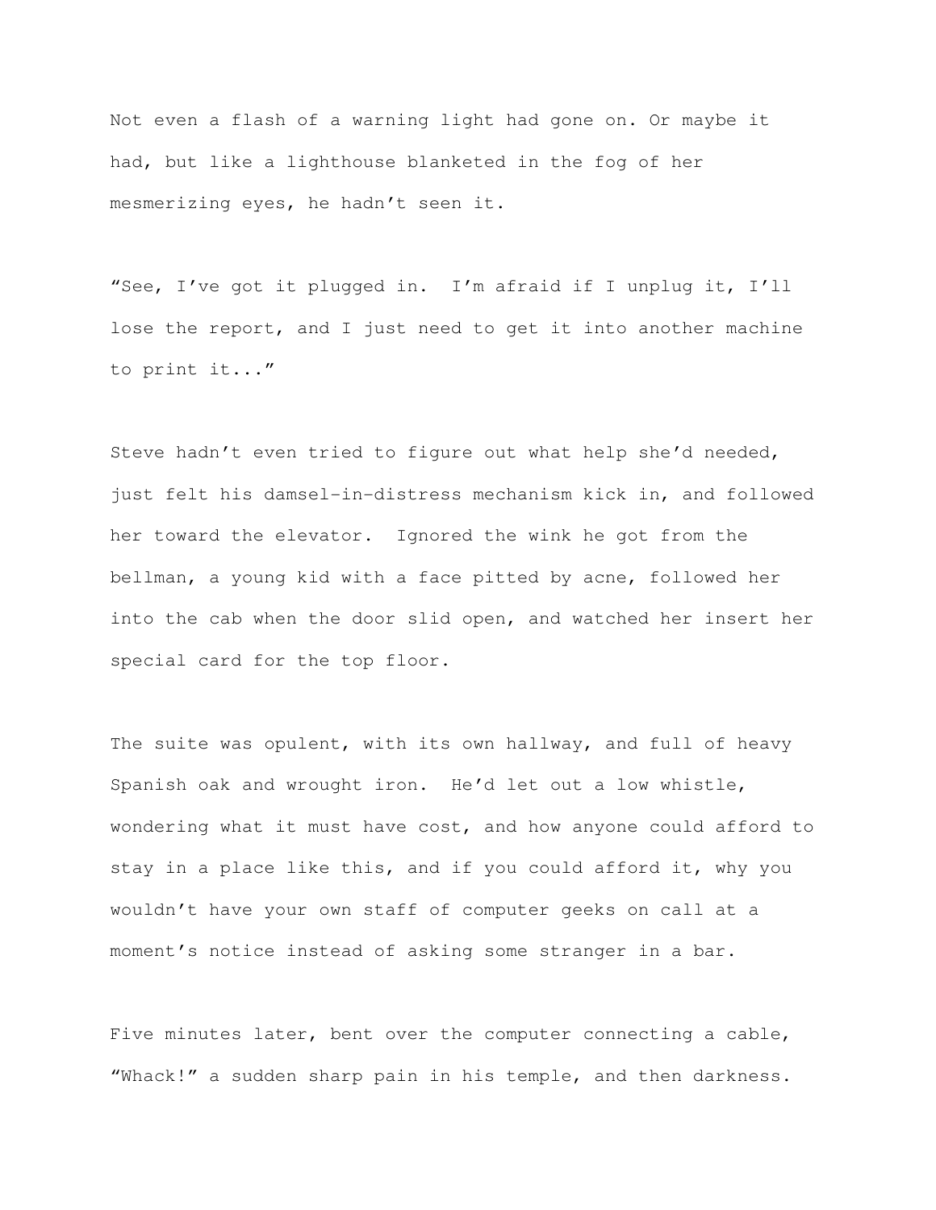Not even a flash of a warning light had gone on. Or maybe it had, but like a lighthouse blanketed in the fog of her mesmerizing eyes, he hadn't seen it.

"See, I've got it plugged in. I'm afraid if I unplug it, I'll lose the report, and I just need to get it into another machine to print it..."

Steve hadn't even tried to figure out what help she'd needed, just felt his damsel-in-distress mechanism kick in, and followed her toward the elevator. Ignored the wink he got from the bellman, a young kid with a face pitted by acne, followed her into the cab when the door slid open, and watched her insert her special card for the top floor.

The suite was opulent, with its own hallway, and full of heavy Spanish oak and wrought iron. He'd let out a low whistle, wondering what it must have cost, and how anyone could afford to stay in a place like this, and if you could afford it, why you wouldn't have your own staff of computer geeks on call at a moment's notice instead of asking some stranger in a bar.

Five minutes later, bent over the computer connecting a cable, "Whack!" a sudden sharp pain in his temple, and then darkness.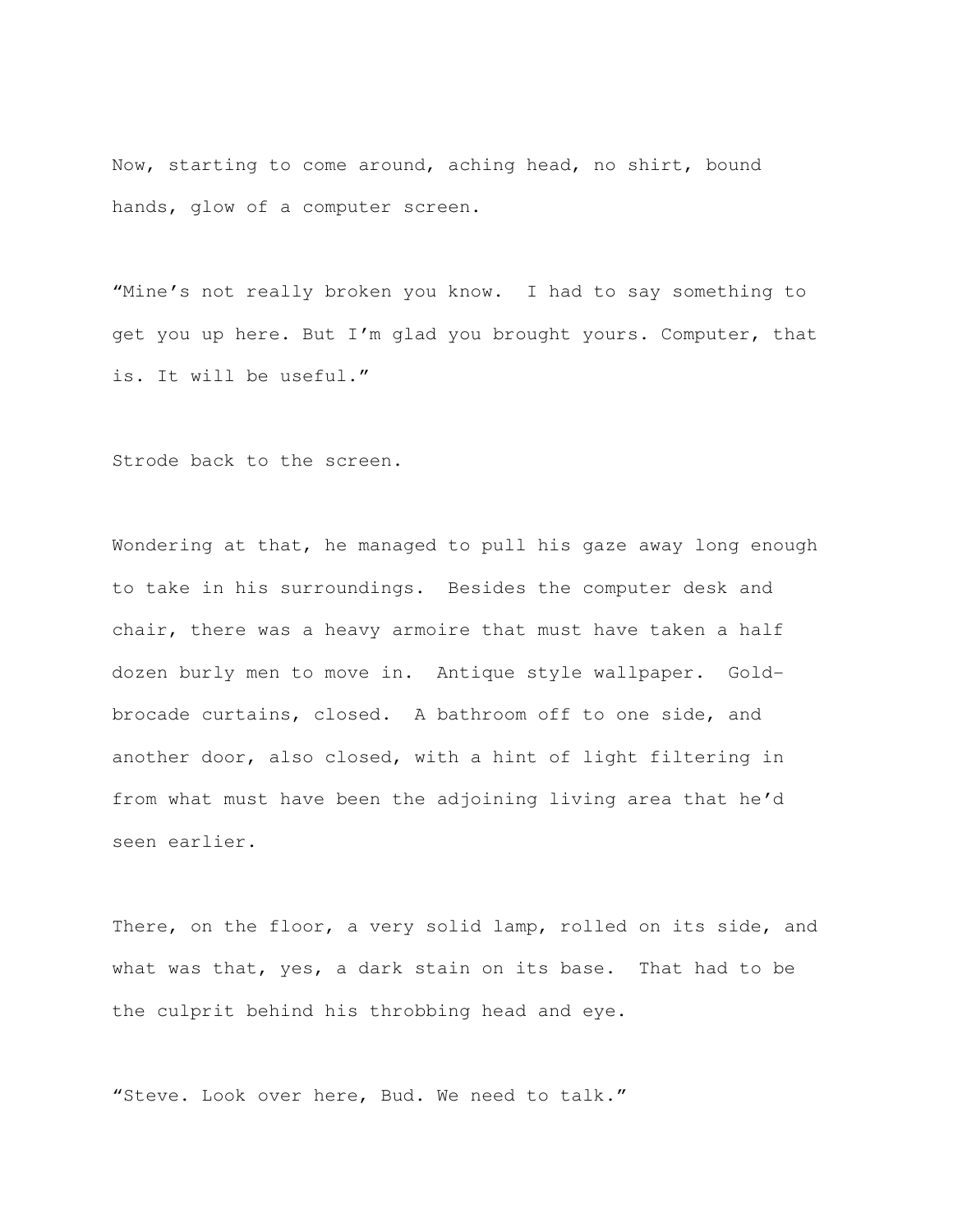Now, starting to come around, aching head, no shirt, bound hands, glow of a computer screen.

"Mine's not really broken you know.  I had to say something to get you up here. But I'm glad you brought yours. Computer, that is. It will be useful."

Strode back to the screen.

Wondering at that, he managed to pull his gaze away long enough to take in his surroundings.  Besides the computer desk and chair, there was a heavy armoire that must have taken a half dozen burly men to move in.  Antique style wallpaper.  Gold-brocade curtains, closed.  A bathroom off to one side, and another door, also closed, with a hint of light filtering in from what must have been the adjoining living area that he'd seen earlier.

There, on the floor, a very solid lamp, rolled on its side, and what was that, yes, a dark stain on its base.  That had to be the culprit behind his throbbing head and eye.

"Steve. Look over here, Bud. We need to talk."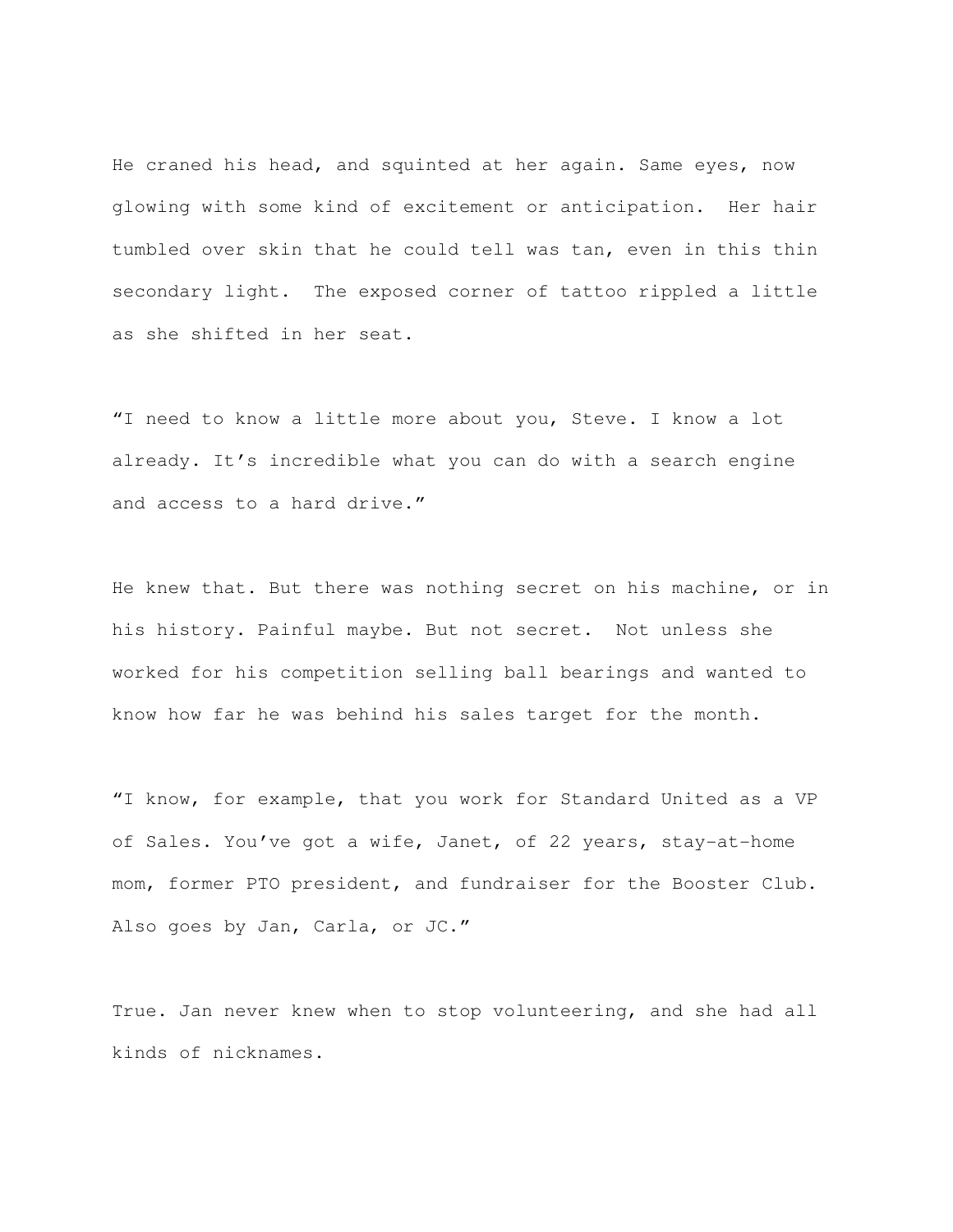He craned his head, and squinted at her again. Same eyes, now glowing with some kind of excitement or anticipation. Her hair tumbled over skin that he could tell was tan, even in this thin secondary light. The exposed corner of tattoo rippled a little as she shifted in her seat.

“I need to know a little more about you, Steve. I know a lot already. It’s incredible what you can do with a search engine and access to a hard drive.”

He knew that. But there was nothing secret on his machine, or in his history. Painful maybe. But not secret. Not unless she worked for his competition selling ball bearings and wanted to know how far he was behind his sales target for the month.

“I know, for example, that you work for Standard United as a VP of Sales. You’ve got a wife, Janet, of 22 years, stay-at-home mom, former PTO president, and fundraiser for the Booster Club. Also goes by Jan, Carla, or JC.”

True. Jan never knew when to stop volunteering, and she had all kinds of nicknames.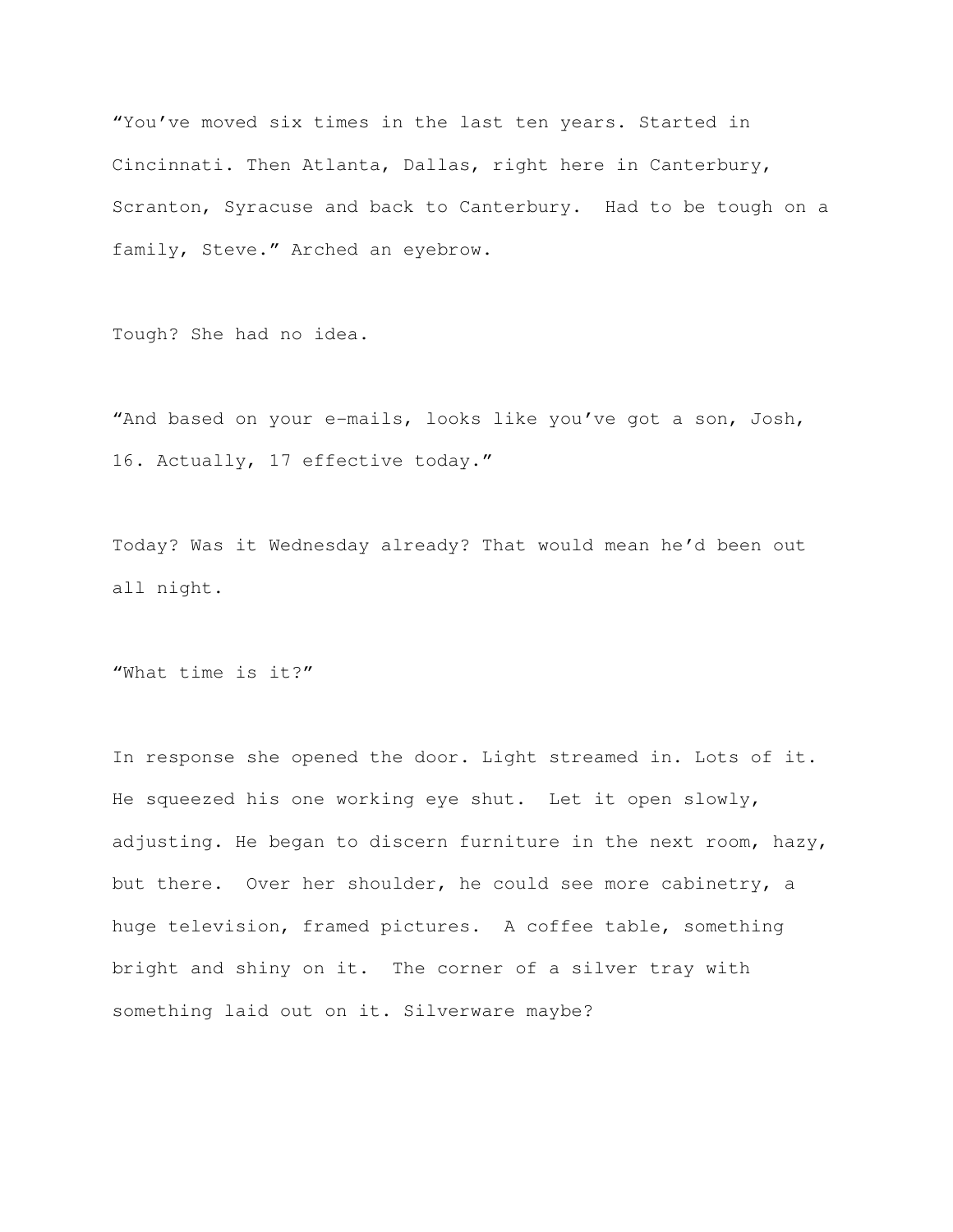"You've moved six times in the last ten years. Started in Cincinnati. Then Atlanta, Dallas, right here in Canterbury, Scranton, Syracuse and back to Canterbury. Had to be tough on a family, Steve." Arched an eyebrow.

Tough? She had no idea.

"And based on your e-mails, looks like you've got a son, Josh, 16. Actually, 17 effective today."

Today? Was it Wednesday already? That would mean he'd been out all night.

"What time is it?"

In response she opened the door. Light streamed in. Lots of it. He squeezed his one working eye shut. Let it open slowly, adjusting. He began to discern furniture in the next room, hazy, but there. Over her shoulder, he could see more cabinetry, a huge television, framed pictures. A coffee table, something bright and shiny on it. The corner of a silver tray with something laid out on it. Silverware maybe?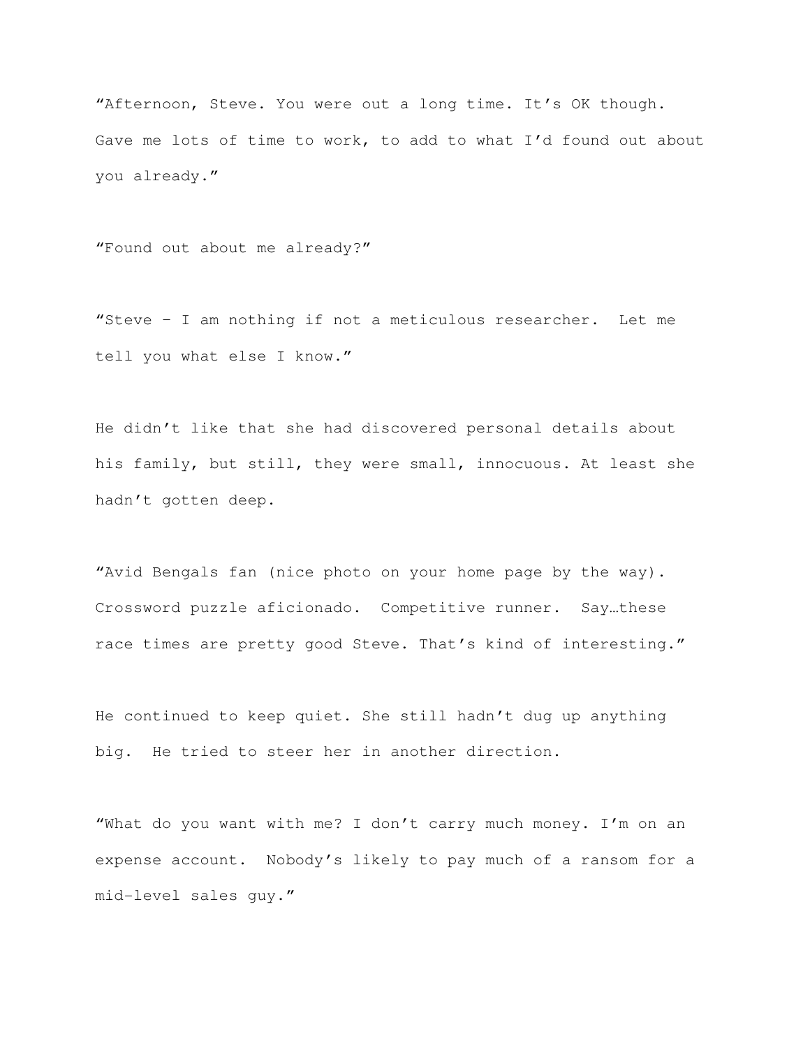"Afternoon, Steve. You were out a long time. It's OK though. Gave me lots of time to work, to add to what I'd found out about you already."

"Found out about me already?"

"Steve – I am nothing if not a meticulous researcher.  Let me tell you what else I know."

He didn't like that she had discovered personal details about his family, but still, they were small, innocuous. At least she hadn't gotten deep.

"Avid Bengals fan (nice photo on your home page by the way). Crossword puzzle aficionado.  Competitive runner.  Say…these race times are pretty good Steve. That's kind of interesting."

He continued to keep quiet. She still hadn't dug up anything big.  He tried to steer her in another direction.

"What do you want with me? I don't carry much money. I'm on an expense account.  Nobody's likely to pay much of a ransom for a mid-level sales guy."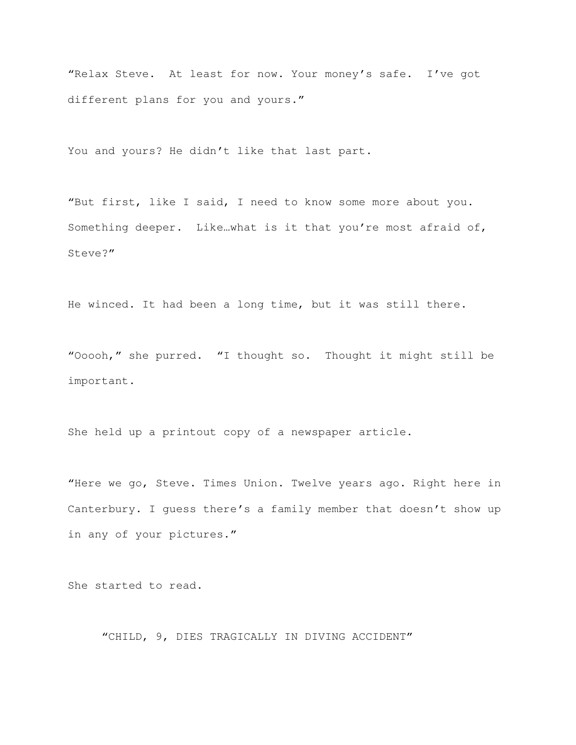"Relax Steve.  At least for now. Your money's safe.  I've got different plans for you and yours."

You and yours? He didn't like that last part.

"But first, like I said, I need to know some more about you. Something deeper.  Like…what is it that you're most afraid of, Steve?"

He winced. It had been a long time, but it was still there.

"Ooooh," she purred.  "I thought so.  Thought it might still be important.

She held up a printout copy of a newspaper article.

"Here we go, Steve. Times Union. Twelve years ago. Right here in Canterbury. I guess there's a family member that doesn't show up in any of your pictures."

She started to read.

"CHILD, 9, DIES TRAGICALLY IN DIVING ACCIDENT"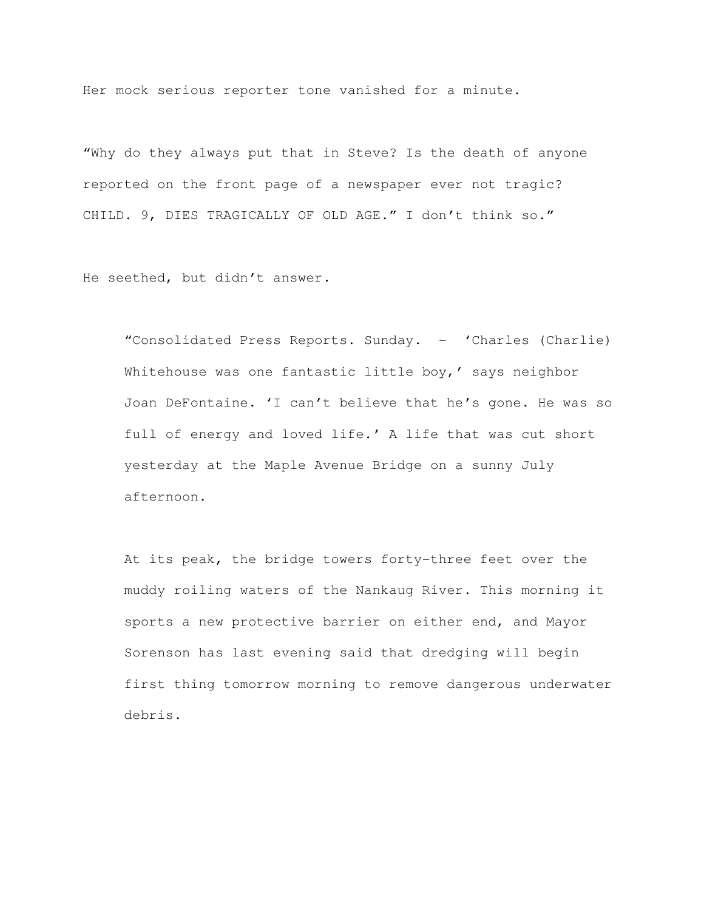Her mock serious reporter tone vanished for a minute.

"Why do they always put that in Steve? Is the death of anyone reported on the front page of a newspaper ever not tragic? CHILD. 9, DIES TRAGICALLY OF OLD AGE." I don't think so."

He seethed, but didn't answer.

> "Consolidated Press Reports. Sunday. – 'Charles (Charlie) Whitehouse was one fantastic little boy,' says neighbor Joan DeFontaine. 'I can't believe that he's gone. He was so full of energy and loved life.' A life that was cut short yesterday at the Maple Avenue Bridge on a sunny July afternoon.
>
> At its peak, the bridge towers forty-three feet over the muddy roiling waters of the Nankaug River. This morning it sports a new protective barrier on either end, and Mayor Sorenson has last evening said that dredging will begin first thing tomorrow morning to remove dangerous underwater debris.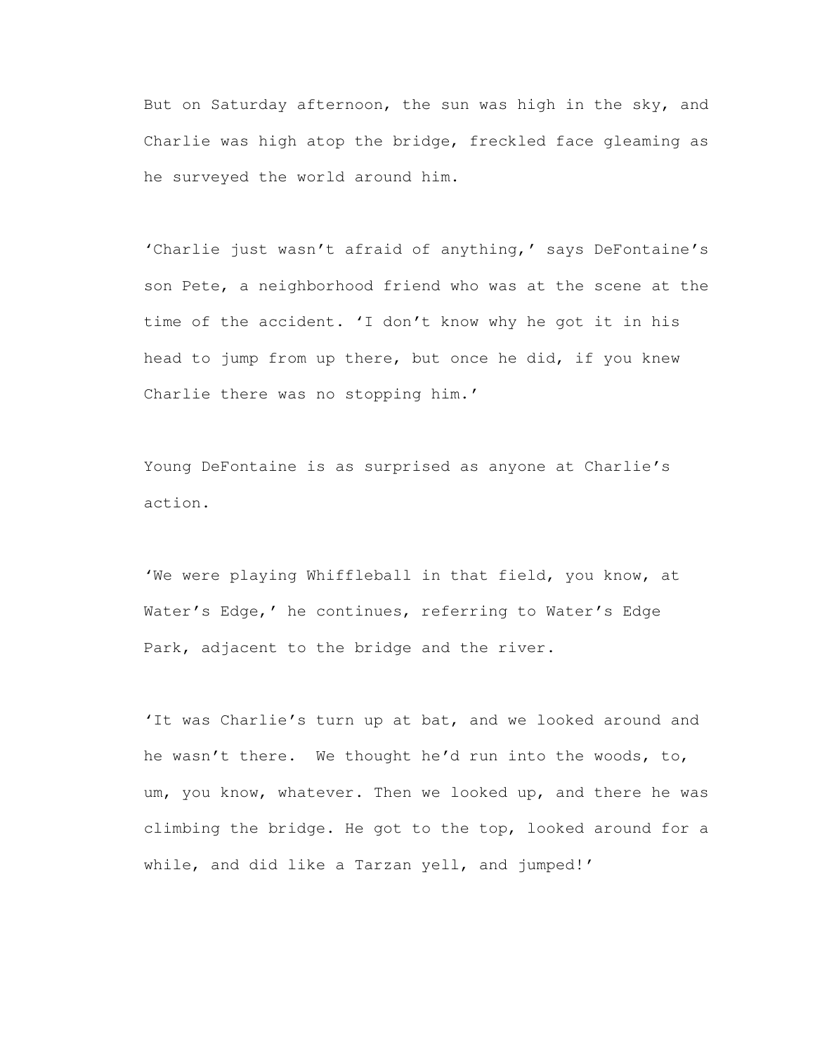But on Saturday afternoon, the sun was high in the sky, and Charlie was high atop the bridge, freckled face gleaming as he surveyed the world around him.

'Charlie just wasn't afraid of anything,' says DeFontaine's son Pete, a neighborhood friend who was at the scene at the time of the accident. 'I don't know why he got it in his head to jump from up there, but once he did, if you knew Charlie there was no stopping him.'

Young DeFontaine is as surprised as anyone at Charlie's action.

'We were playing Whiffleball in that field, you know, at Water's Edge,' he continues, referring to Water's Edge Park, adjacent to the bridge and the river.

'It was Charlie's turn up at bat, and we looked around and he wasn't there.  We thought he'd run into the woods, to, um, you know, whatever. Then we looked up, and there he was climbing the bridge. He got to the top, looked around for a while, and did like a Tarzan yell, and jumped!'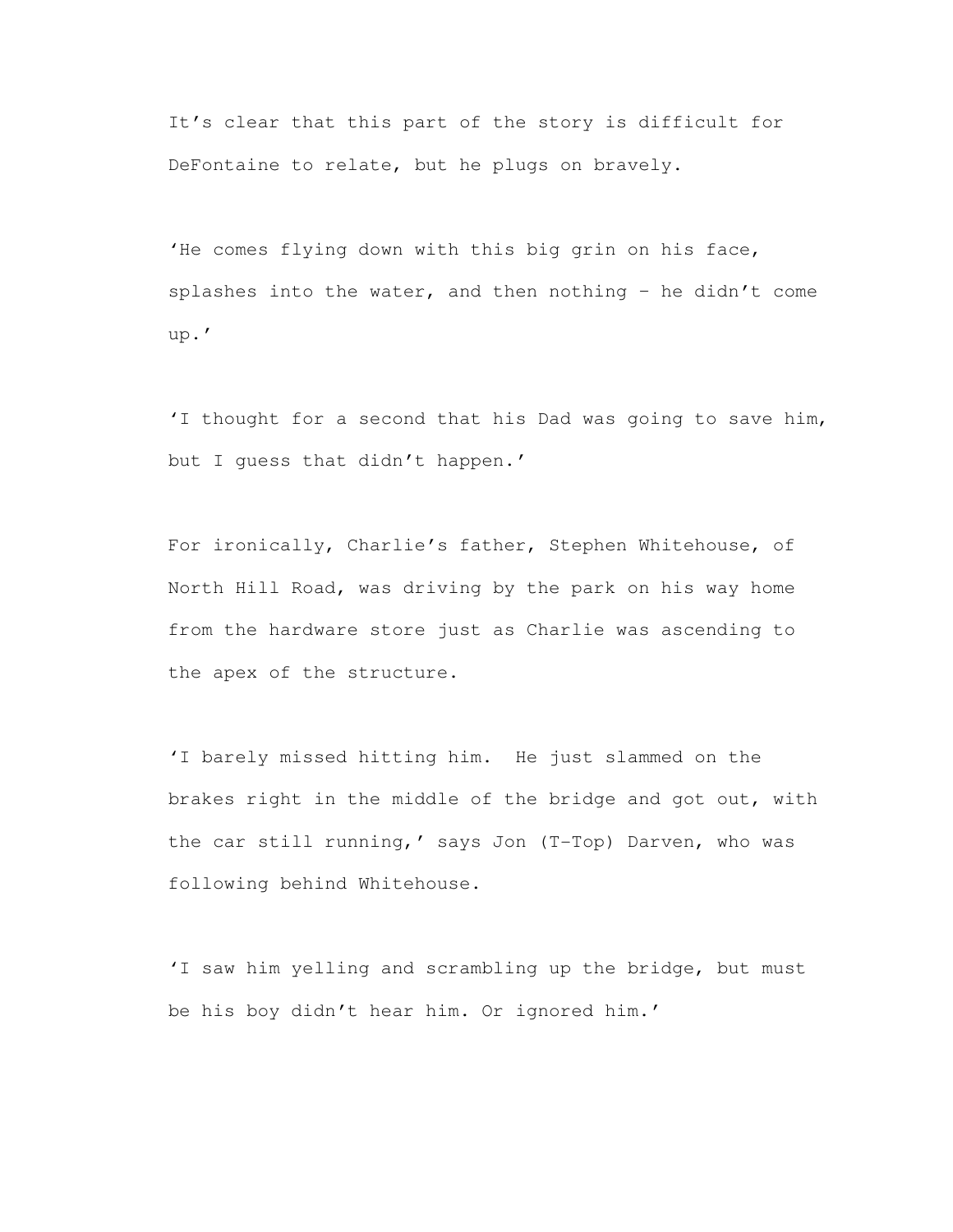It's clear that this part of the story is difficult for DeFontaine to relate, but he plugs on bravely.

'He comes flying down with this big grin on his face, splashes into the water, and then nothing – he didn't come up.'

'I thought for a second that his Dad was going to save him, but I guess that didn't happen.'

For ironically, Charlie's father, Stephen Whitehouse, of North Hill Road, was driving by the park on his way home from the hardware store just as Charlie was ascending to the apex of the structure.

'I barely missed hitting him.  He just slammed on the brakes right in the middle of the bridge and got out, with the car still running,' says Jon (T-Top) Darven, who was following behind Whitehouse.

'I saw him yelling and scrambling up the bridge, but must be his boy didn't hear him. Or ignored him.'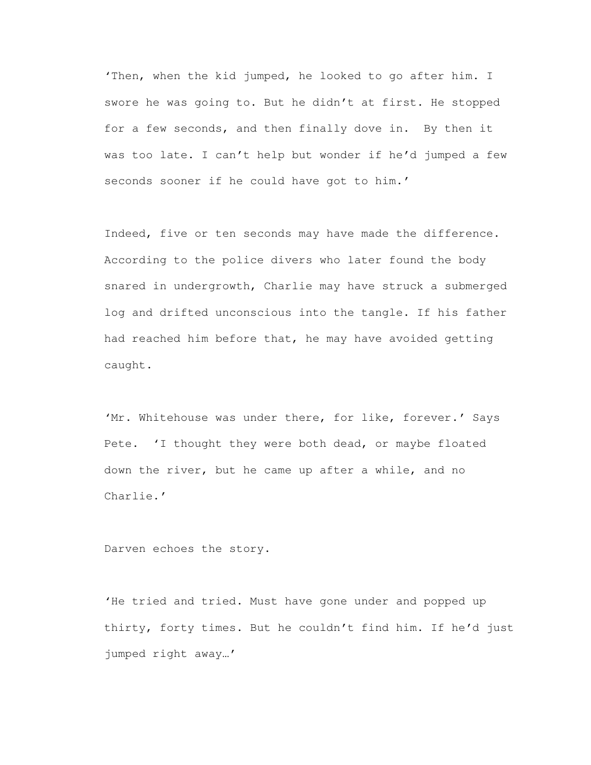'Then, when the kid jumped, he looked to go after him. I swore he was going to. But he didn't at first. He stopped for a few seconds, and then finally dove in. By then it was too late. I can't help but wonder if he'd jumped a few seconds sooner if he could have got to him.'

Indeed, five or ten seconds may have made the difference. According to the police divers who later found the body snared in undergrowth, Charlie may have struck a submerged log and drifted unconscious into the tangle. If his father had reached him before that, he may have avoided getting caught.

'Mr. Whitehouse was under there, for like, forever.' Says Pete. 'I thought they were both dead, or maybe floated down the river, but he came up after a while, and no Charlie.'

Darven echoes the story.

'He tried and tried. Must have gone under and popped up thirty, forty times. But he couldn't find him. If he'd just jumped right away…'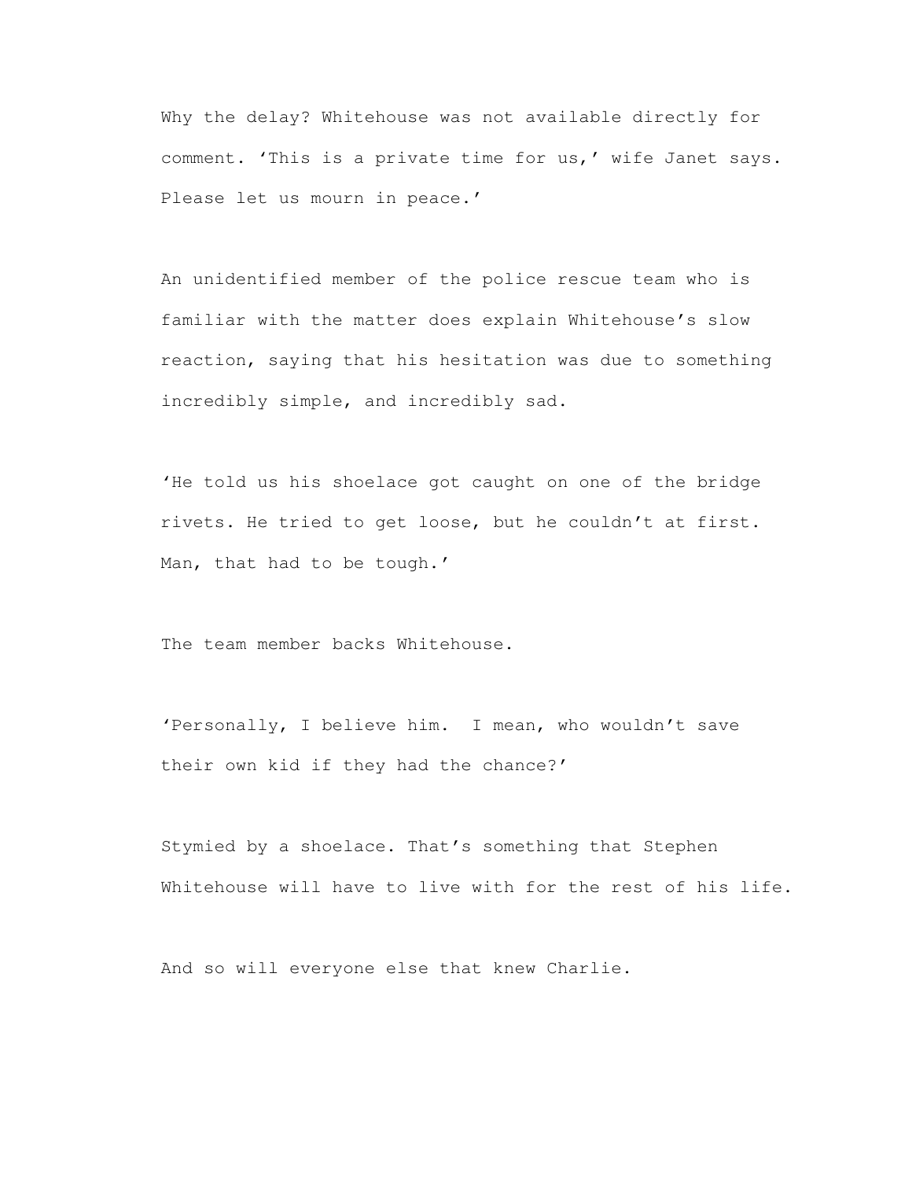Why the delay? Whitehouse was not available directly for comment. 'This is a private time for us,' wife Janet says. Please let us mourn in peace.'

An unidentified member of the police rescue team who is familiar with the matter does explain Whitehouse's slow reaction, saying that his hesitation was due to something incredibly simple, and incredibly sad.

'He told us his shoelace got caught on one of the bridge rivets. He tried to get loose, but he couldn't at first. Man, that had to be tough.'

The team member backs Whitehouse.

'Personally, I believe him.  I mean, who wouldn't save their own kid if they had the chance?'

Stymied by a shoelace. That's something that Stephen Whitehouse will have to live with for the rest of his life.

And so will everyone else that knew Charlie.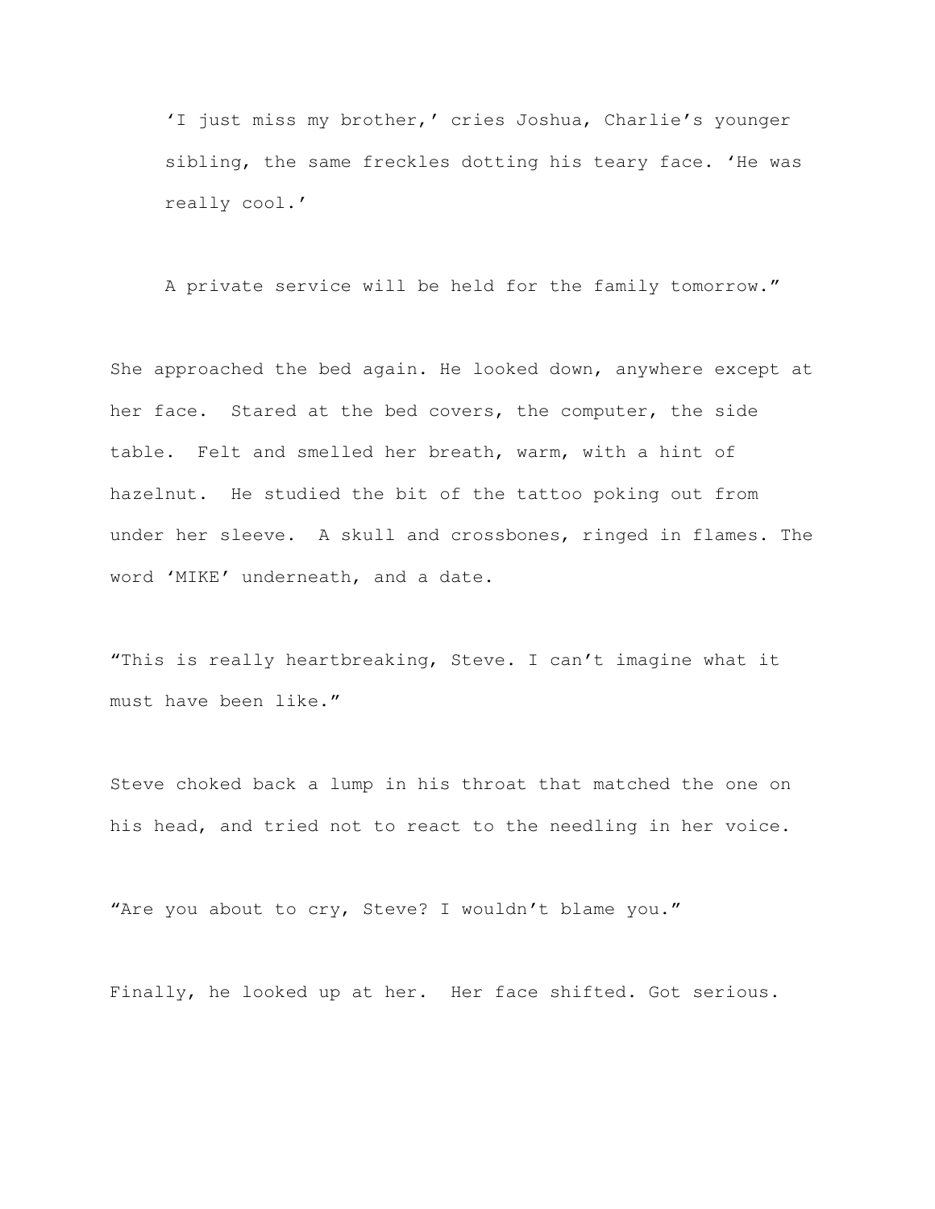> 'I just miss my brother,' cries Joshua, Charlie's younger sibling, the same freckles dotting his teary face. 'He was really cool.'
>
> A private service will be held for the family tomorrow."

She approached the bed again. He looked down, anywhere except at her face. Stared at the bed covers, the computer, the side table. Felt and smelled her breath, warm, with a hint of hazelnut. He studied the bit of the tattoo poking out from under her sleeve. A skull and crossbones, ringed in flames. The word 'MIKE' underneath, and a date.

"This is really heartbreaking, Steve. I can't imagine what it must have been like."

Steve choked back a lump in his throat that matched the one on his head, and tried not to react to the needling in her voice.

"Are you about to cry, Steve? I wouldn't blame you."

Finally, he looked up at her. Her face shifted. Got serious.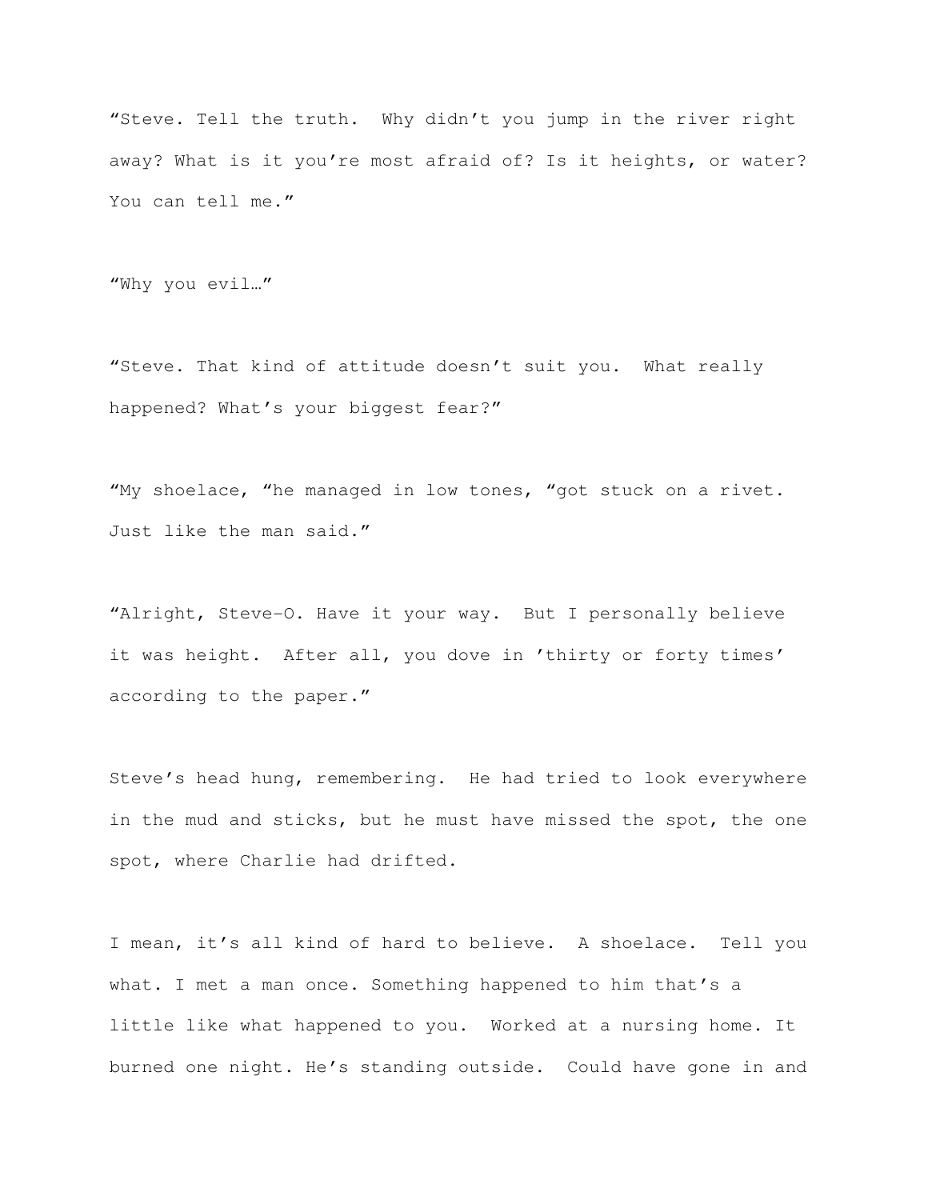"Steve. Tell the truth. Why didn't you jump in the river right away? What is it you're most afraid of? Is it heights, or water? You can tell me."

"Why you evil…"

"Steve. That kind of attitude doesn't suit you. What really happened? What's your biggest fear?"

"My shoelace, "he managed in low tones, "got stuck on a rivet. Just like the man said."

"Alright, Steve-O. Have it your way. But I personally believe it was height. After all, you dove in 'thirty or forty times' according to the paper."

Steve's head hung, remembering. He had tried to look everywhere in the mud and sticks, but he must have missed the spot, the one spot, where Charlie had drifted.

I mean, it's all kind of hard to believe. A shoelace. Tell you what. I met a man once. Something happened to him that's a little like what happened to you. Worked at a nursing home. It burned one night. He's standing outside. Could have gone in and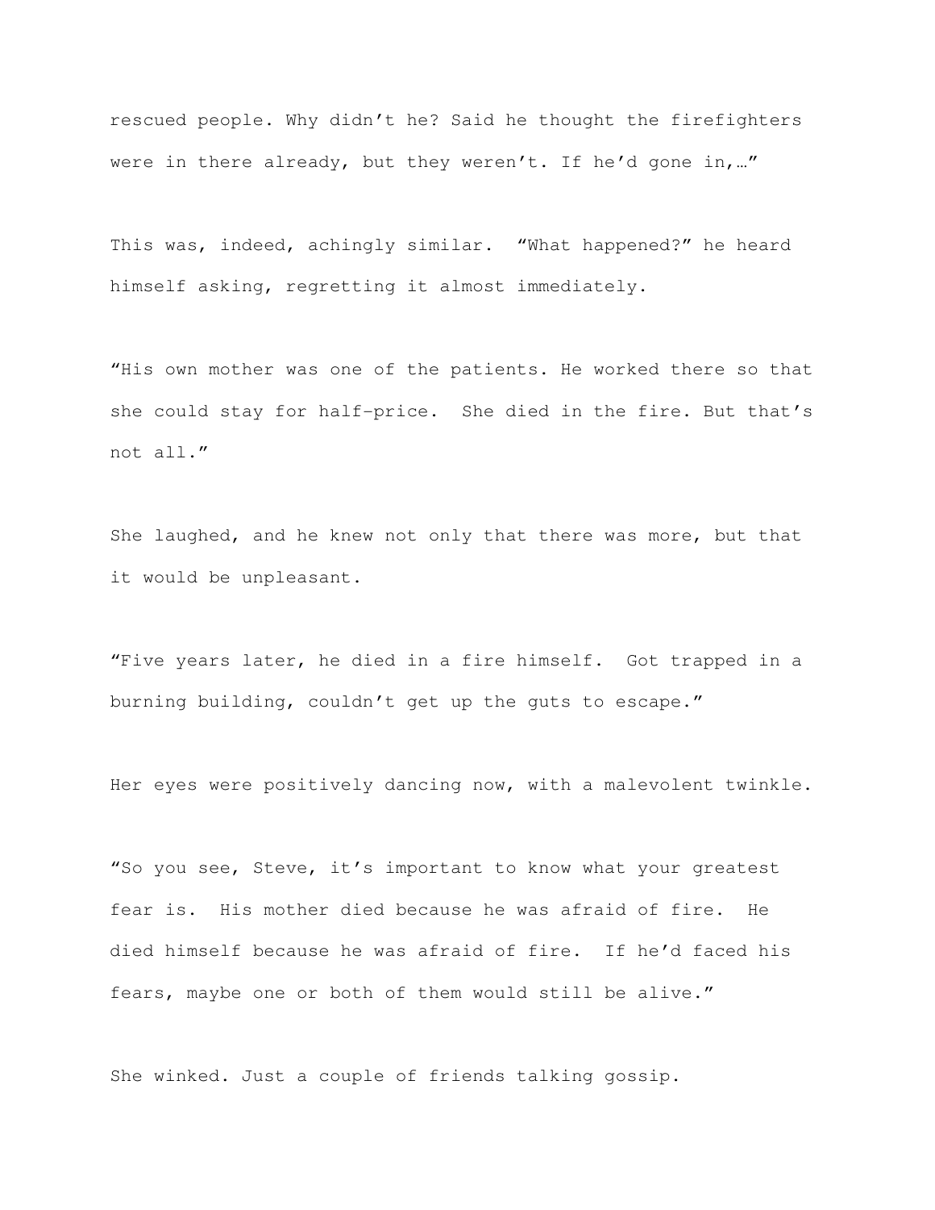rescued people. Why didn't he? Said he thought the firefighters were in there already, but they weren't. If he'd gone in,…"

This was, indeed, achingly similar. "What happened?" he heard himself asking, regretting it almost immediately.

"His own mother was one of the patients. He worked there so that she could stay for half-price. She died in the fire. But that's not all."

She laughed, and he knew not only that there was more, but that it would be unpleasant.

"Five years later, he died in a fire himself. Got trapped in a burning building, couldn't get up the guts to escape."

Her eyes were positively dancing now, with a malevolent twinkle.

"So you see, Steve, it's important to know what your greatest fear is. His mother died because he was afraid of fire. He died himself because he was afraid of fire. If he'd faced his fears, maybe one or both of them would still be alive."

She winked. Just a couple of friends talking gossip.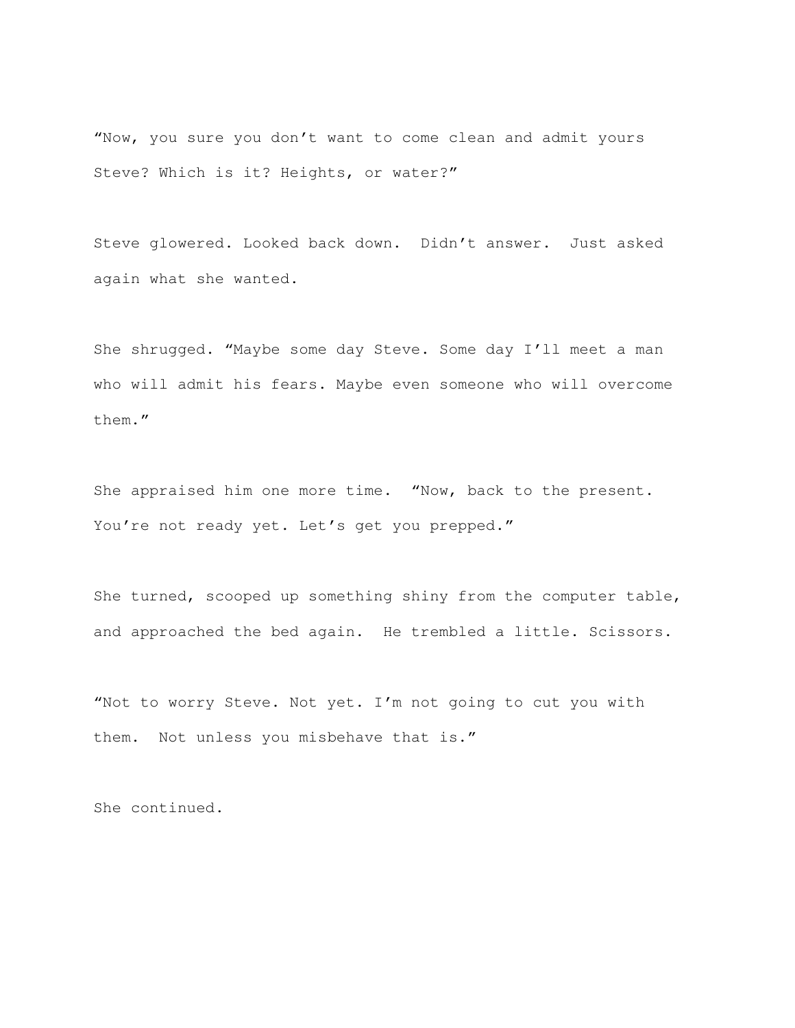"Now, you sure you don't want to come clean and admit yours Steve? Which is it? Heights, or water?"

Steve glowered. Looked back down. Didn't answer. Just asked again what she wanted.

She shrugged. "Maybe some day Steve. Some day I'll meet a man who will admit his fears. Maybe even someone who will overcome them."

She appraised him one more time. "Now, back to the present. You're not ready yet. Let's get you prepped."

She turned, scooped up something shiny from the computer table, and approached the bed again. He trembled a little. Scissors.

"Not to worry Steve. Not yet. I'm not going to cut you with them. Not unless you misbehave that is."

She continued.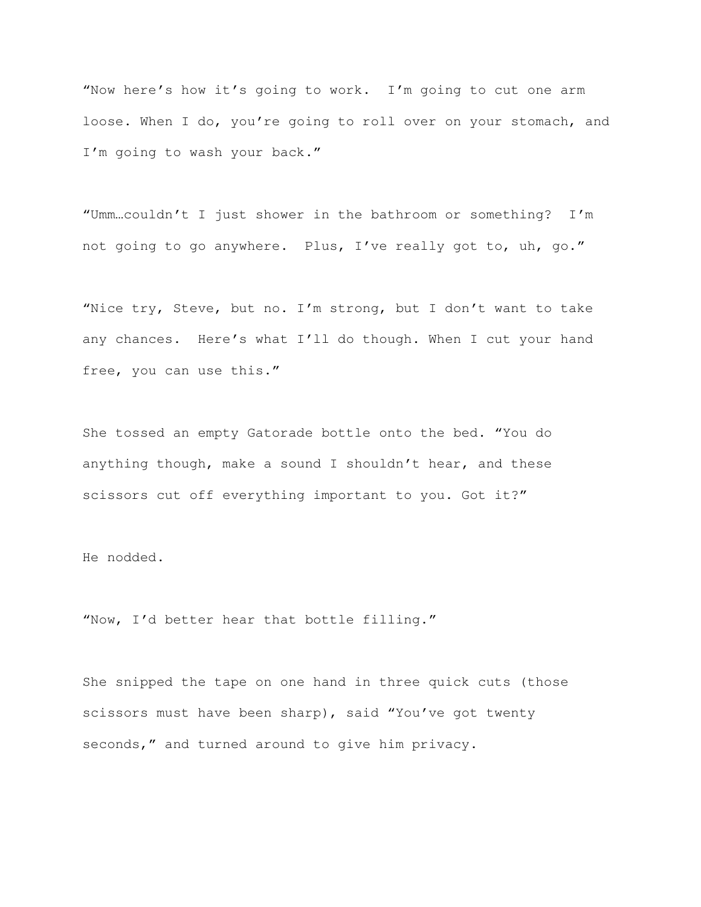"Now here's how it's going to work. I'm going to cut one arm loose. When I do, you're going to roll over on your stomach, and I'm going to wash your back."

"Umm…couldn't I just shower in the bathroom or something? I'm not going to go anywhere. Plus, I've really got to, uh, go."

"Nice try, Steve, but no. I'm strong, but I don't want to take any chances. Here's what I'll do though. When I cut your hand free, you can use this."

She tossed an empty Gatorade bottle onto the bed. "You do anything though, make a sound I shouldn't hear, and these scissors cut off everything important to you. Got it?"

He nodded.

"Now, I'd better hear that bottle filling."

She snipped the tape on one hand in three quick cuts (those scissors must have been sharp), said "You've got twenty seconds," and turned around to give him privacy.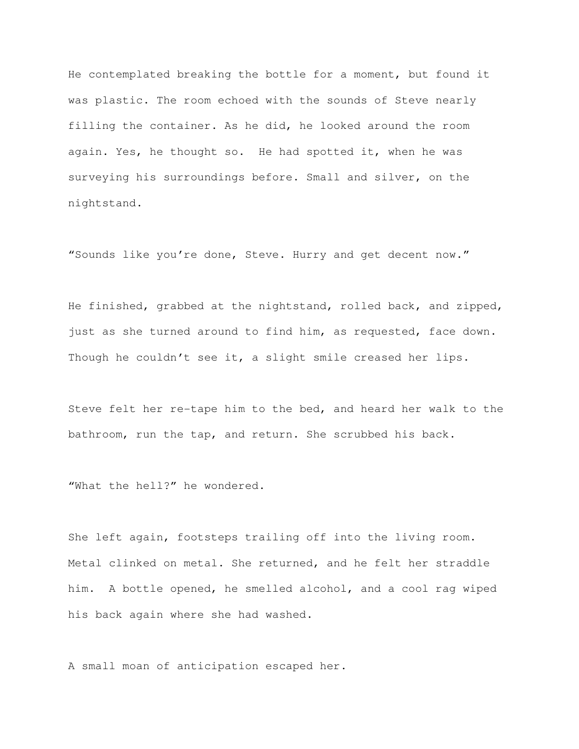He contemplated breaking the bottle for a moment, but found it was plastic. The room echoed with the sounds of Steve nearly filling the container. As he did, he looked around the room again. Yes, he thought so. He had spotted it, when he was surveying his surroundings before. Small and silver, on the nightstand.

"Sounds like you're done, Steve. Hurry and get decent now."

He finished, grabbed at the nightstand, rolled back, and zipped, just as she turned around to find him, as requested, face down. Though he couldn't see it, a slight smile creased her lips.

Steve felt her re-tape him to the bed, and heard her walk to the bathroom, run the tap, and return. She scrubbed his back.

"What the hell?" he wondered.

She left again, footsteps trailing off into the living room. Metal clinked on metal. She returned, and he felt her straddle him. A bottle opened, he smelled alcohol, and a cool rag wiped his back again where she had washed.

A small moan of anticipation escaped her.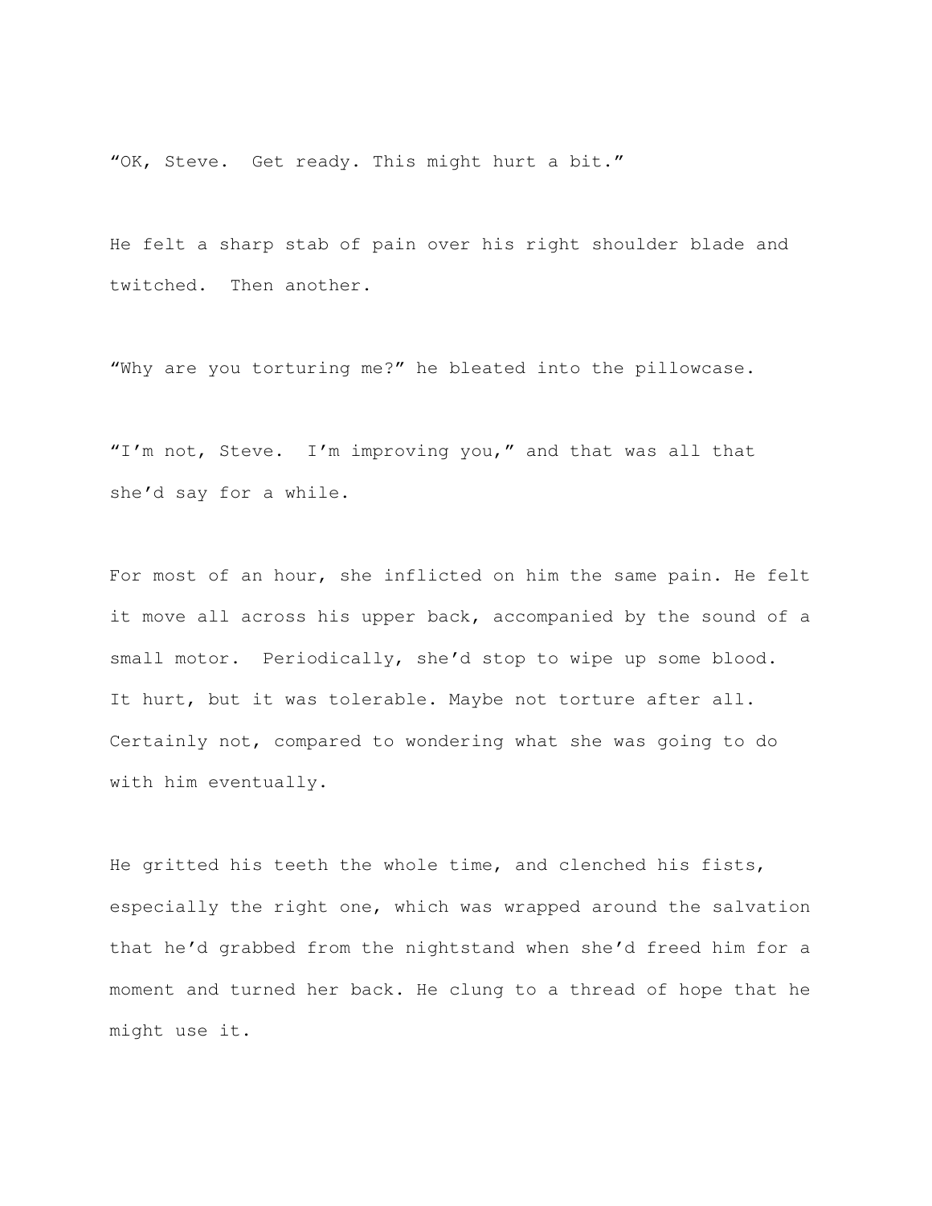"OK, Steve.  Get ready. This might hurt a bit."

He felt a sharp stab of pain over his right shoulder blade and twitched.  Then another.

"Why are you torturing me?" he bleated into the pillowcase.

"I'm not, Steve.  I'm improving you," and that was all that she'd say for a while.

For most of an hour, she inflicted on him the same pain. He felt it move all across his upper back, accompanied by the sound of a small motor.  Periodically, she'd stop to wipe up some blood.  It hurt, but it was tolerable. Maybe not torture after all.  Certainly not, compared to wondering what she was going to do with him eventually.

He gritted his teeth the whole time, and clenched his fists, especially the right one, which was wrapped around the salvation that he'd grabbed from the nightstand when she'd freed him for a moment and turned her back. He clung to a thread of hope that he might use it.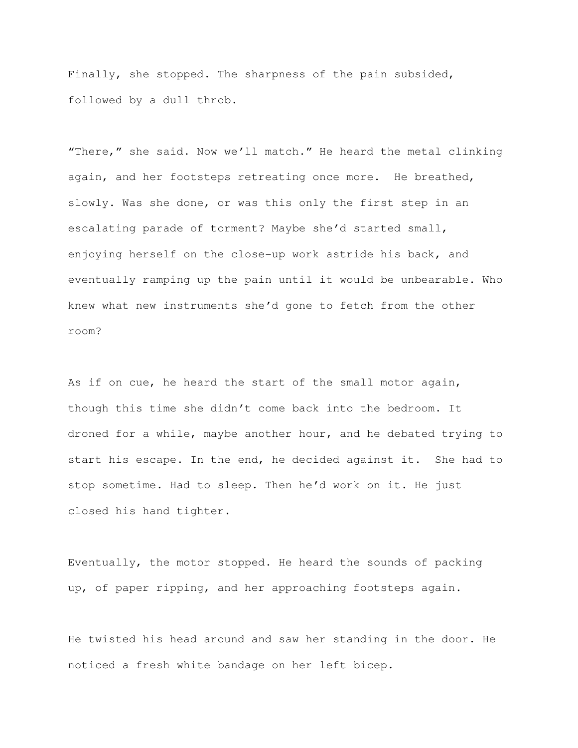Finally, she stopped. The sharpness of the pain subsided, followed by a dull throb.

“There,” she said. Now we’ll match.” He heard the metal clinking again, and her footsteps retreating once more. He breathed, slowly. Was she done, or was this only the first step in an escalating parade of torment? Maybe she’d started small, enjoying herself on the close-up work astride his back, and eventually ramping up the pain until it would be unbearable. Who knew what new instruments she’d gone to fetch from the other room?

As if on cue, he heard the start of the small motor again, though this time she didn’t come back into the bedroom. It droned for a while, maybe another hour, and he debated trying to start his escape. In the end, he decided against it. She had to stop sometime. Had to sleep. Then he’d work on it. He just closed his hand tighter.

Eventually, the motor stopped. He heard the sounds of packing up, of paper ripping, and her approaching footsteps again.

He twisted his head around and saw her standing in the door. He noticed a fresh white bandage on her left bicep.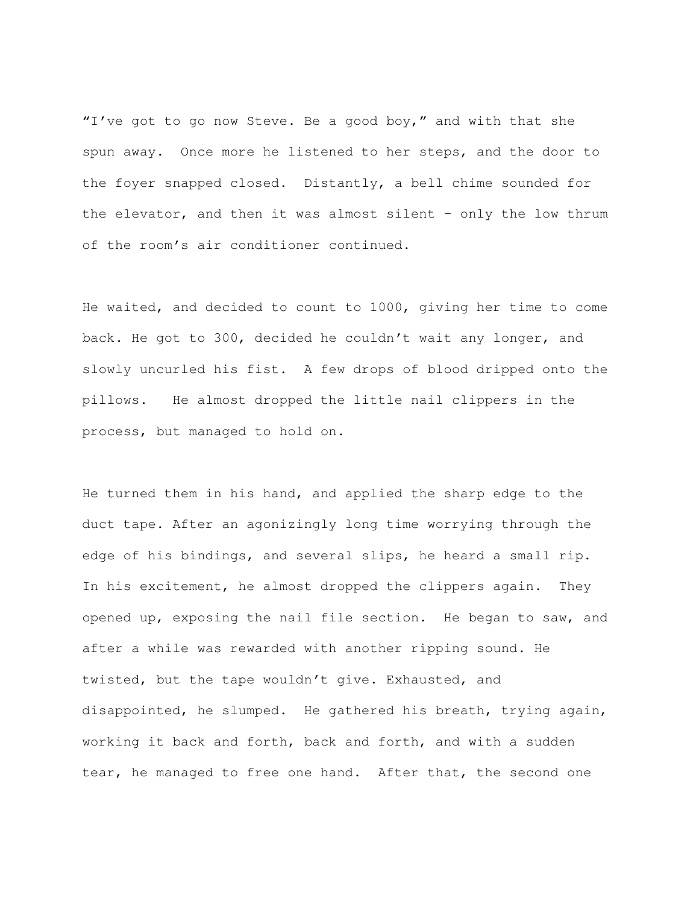"I've got to go now Steve. Be a good boy," and with that she spun away. Once more he listened to her steps, and the door to the foyer snapped closed. Distantly, a bell chime sounded for the elevator, and then it was almost silent – only the low thrum of the room's air conditioner continued.

He waited, and decided to count to 1000, giving her time to come back. He got to 300, decided he couldn't wait any longer, and slowly uncurled his fist. A few drops of blood dripped onto the pillows. He almost dropped the little nail clippers in the process, but managed to hold on.

He turned them in his hand, and applied the sharp edge to the duct tape. After an agonizingly long time worrying through the edge of his bindings, and several slips, he heard a small rip. In his excitement, he almost dropped the clippers again. They opened up, exposing the nail file section. He began to saw, and after a while was rewarded with another ripping sound. He twisted, but the tape wouldn't give. Exhausted, and disappointed, he slumped. He gathered his breath, trying again, working it back and forth, back and forth, and with a sudden tear, he managed to free one hand. After that, the second one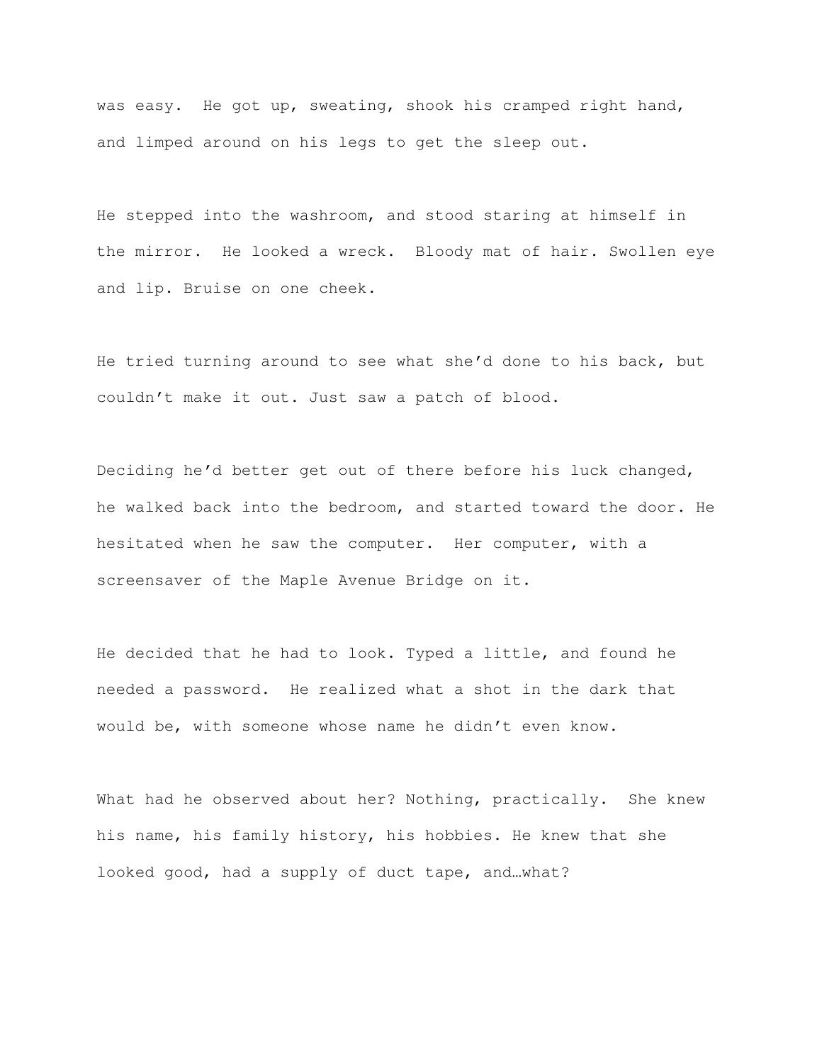was easy. He got up, sweating, shook his cramped right hand, and limped around on his legs to get the sleep out.

He stepped into the washroom, and stood staring at himself in the mirror. He looked a wreck. Bloody mat of hair. Swollen eye and lip. Bruise on one cheek.

He tried turning around to see what she'd done to his back, but couldn't make it out. Just saw a patch of blood.

Deciding he'd better get out of there before his luck changed, he walked back into the bedroom, and started toward the door. He hesitated when he saw the computer. Her computer, with a screensaver of the Maple Avenue Bridge on it.

He decided that he had to look. Typed a little, and found he needed a password. He realized what a shot in the dark that would be, with someone whose name he didn't even know.

What had he observed about her? Nothing, practically. She knew his name, his family history, his hobbies. He knew that she looked good, had a supply of duct tape, and…what?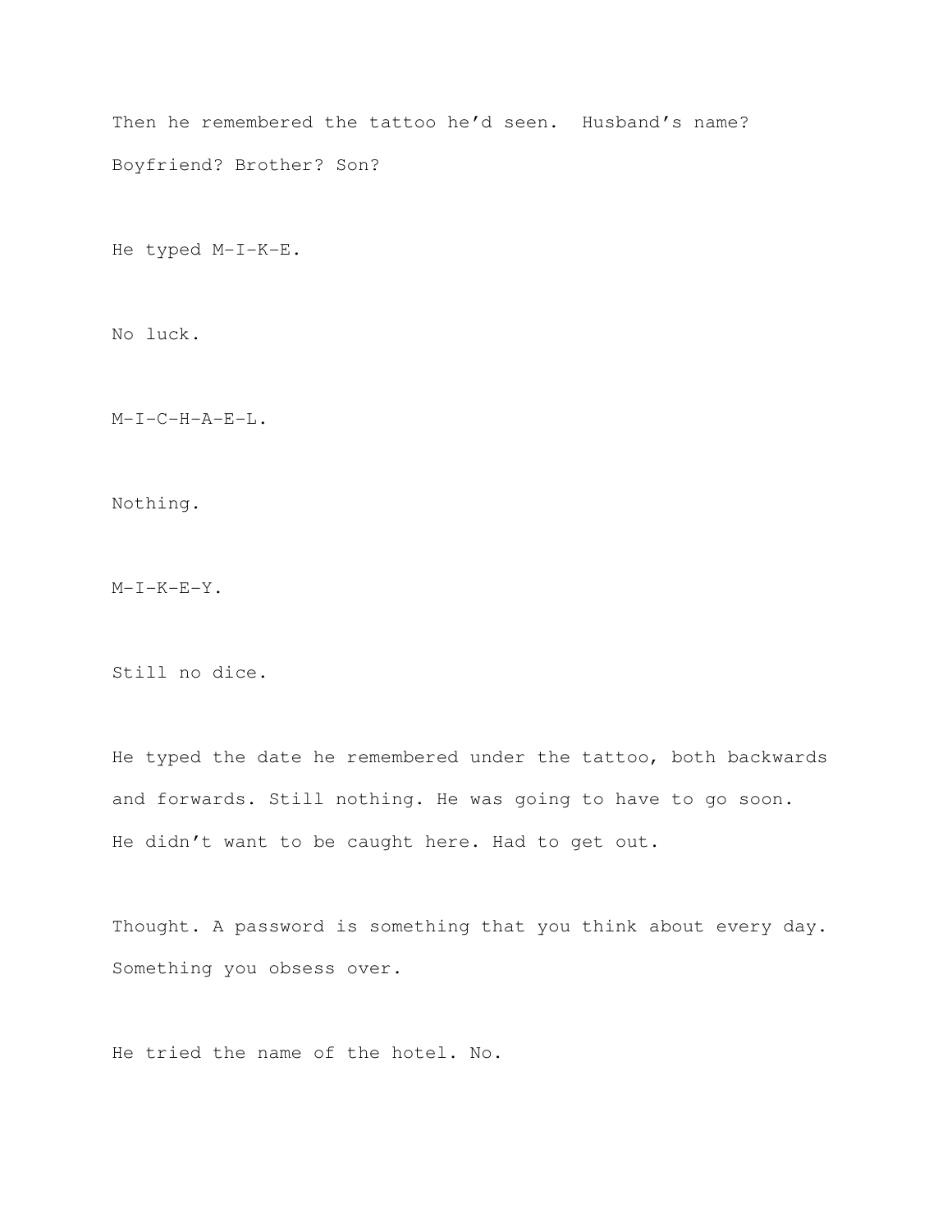Then he remembered the tattoo he'd seen. Husband's name? Boyfriend? Brother? Son?

He typed M-I-K-E.

No luck.

M-I-C-H-A-E-L.

Nothing.

M-I-K-E-Y.

Still no dice.

He typed the date he remembered under the tattoo, both backwards and forwards. Still nothing. He was going to have to go soon. He didn't want to be caught here. Had to get out.

Thought. A password is something that you think about every day. Something you obsess over.

He tried the name of the hotel. No.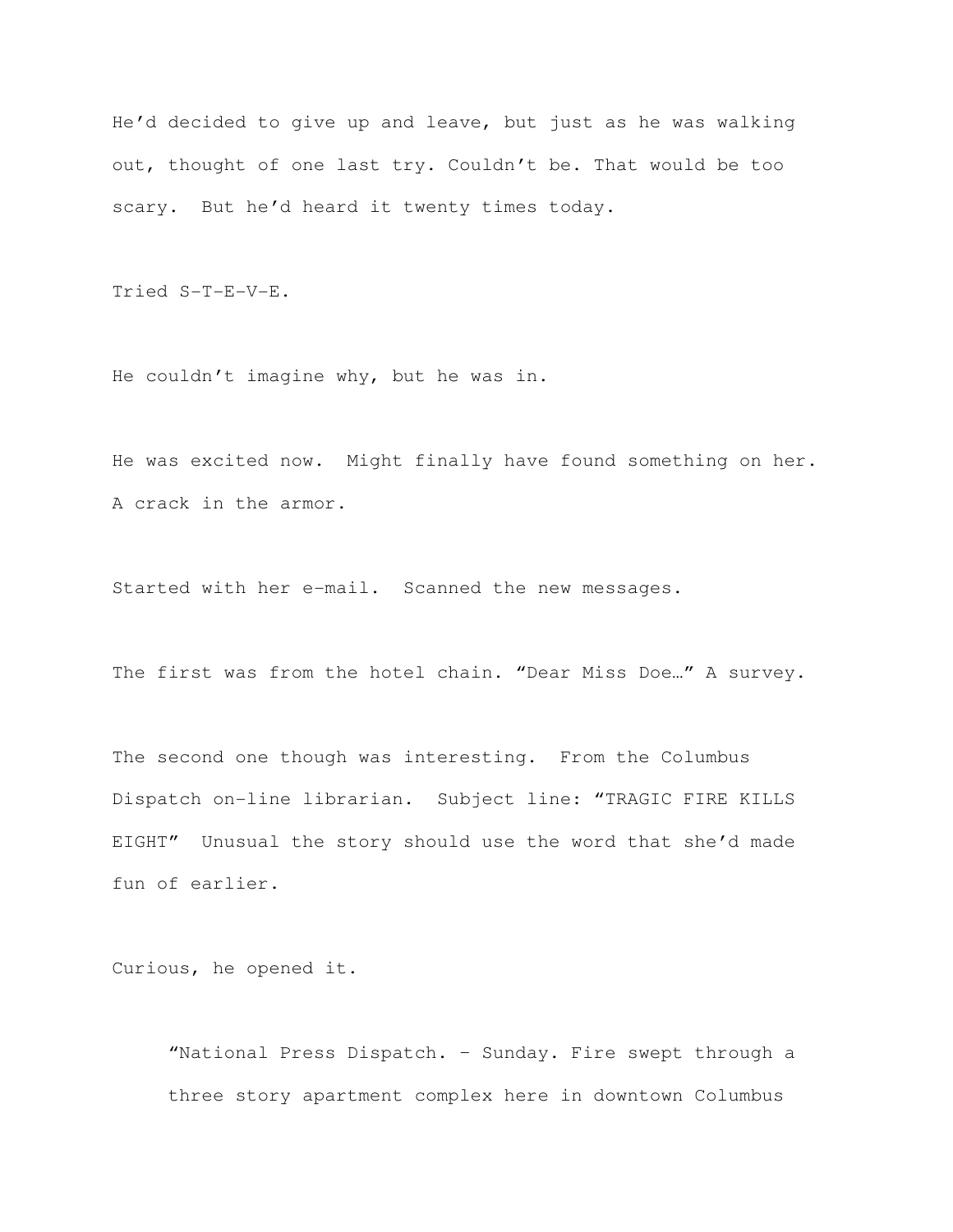He'd decided to give up and leave, but just as he was walking out, thought of one last try. Couldn't be. That would be too scary. But he'd heard it twenty times today.

Tried S-T-E-V-E.

He couldn't imagine why, but he was in.

He was excited now. Might finally have found something on her. A crack in the armor.

Started with her e-mail. Scanned the new messages.

The first was from the hotel chain. "Dear Miss Doe…" A survey.

The second one though was interesting. From the Columbus Dispatch on-line librarian. Subject line: "TRAGIC FIRE KILLS EIGHT" Unusual the story should use the word that she'd made fun of earlier.

Curious, he opened it.

> "National Press Dispatch. – Sunday. Fire swept through a three story apartment complex here in downtown Columbus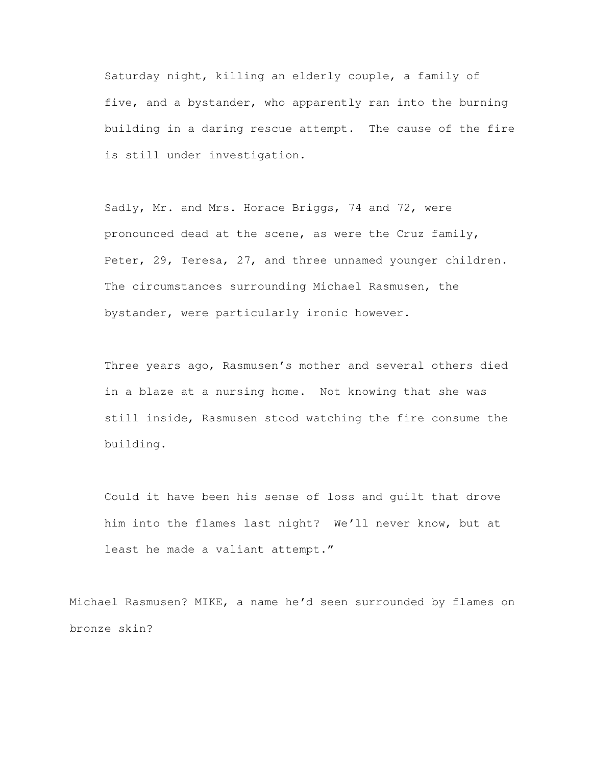Saturday night, killing an elderly couple, a family of five, and a bystander, who apparently ran into the burning building in a daring rescue attempt. The cause of the fire is still under investigation.

Sadly, Mr. and Mrs. Horace Briggs, 74 and 72, were pronounced dead at the scene, as were the Cruz family, Peter, 29, Teresa, 27, and three unnamed younger children. The circumstances surrounding Michael Rasmusen, the bystander, were particularly ironic however.

Three years ago, Rasmusen's mother and several others died in a blaze at a nursing home. Not knowing that she was still inside, Rasmusen stood watching the fire consume the building.

Could it have been his sense of loss and guilt that drove him into the flames last night? We'll never know, but at least he made a valiant attempt."

Michael Rasmusen? MIKE, a name he'd seen surrounded by flames on bronze skin?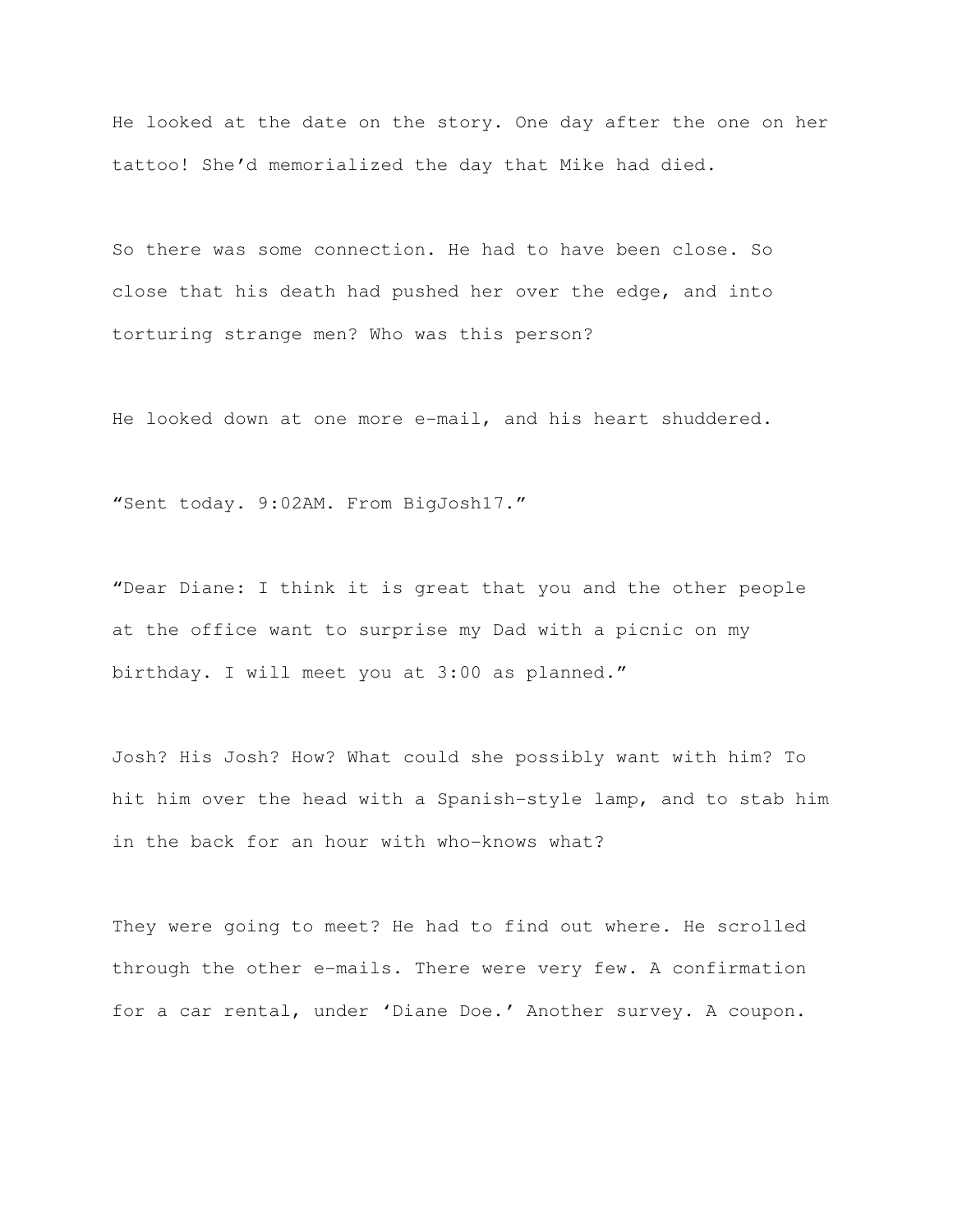He looked at the date on the story. One day after the one on her tattoo! She'd memorialized the day that Mike had died.

So there was some connection. He had to have been close. So close that his death had pushed her over the edge, and into torturing strange men? Who was this person?

He looked down at one more e-mail, and his heart shuddered.

"Sent today. 9:02AM. From BigJosh17."

"Dear Diane: I think it is great that you and the other people at the office want to surprise my Dad with a picnic on my birthday. I will meet you at 3:00 as planned."

Josh? His Josh? How? What could she possibly want with him? To hit him over the head with a Spanish-style lamp, and to stab him in the back for an hour with who-knows what?

They were going to meet? He had to find out where. He scrolled through the other e-mails. There were very few. A confirmation for a car rental, under 'Diane Doe.' Another survey. A coupon.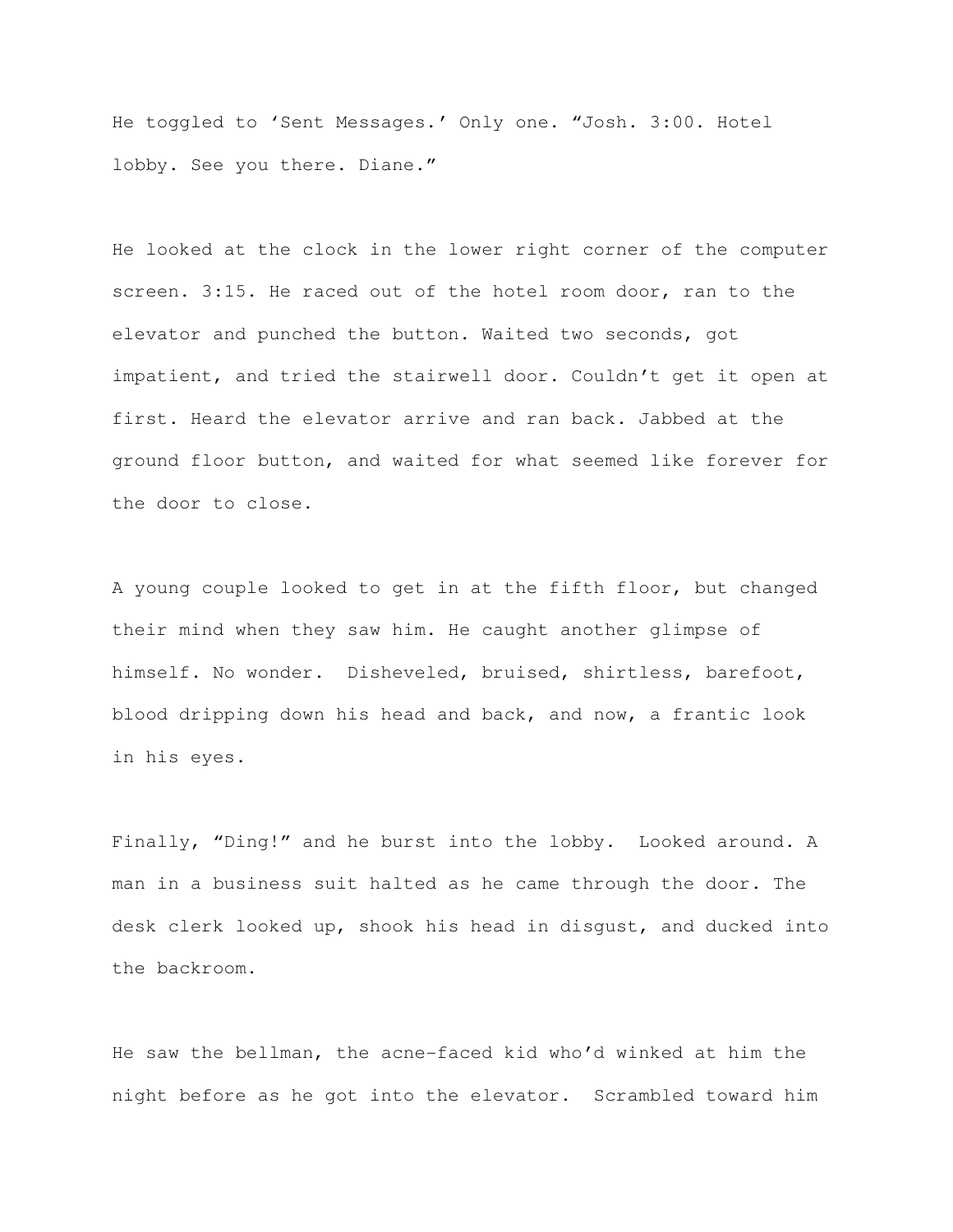He toggled to 'Sent Messages.' Only one. "Josh. 3:00. Hotel lobby. See you there. Diane."

He looked at the clock in the lower right corner of the computer screen. 3:15. He raced out of the hotel room door, ran to the elevator and punched the button. Waited two seconds, got impatient, and tried the stairwell door. Couldn't get it open at first. Heard the elevator arrive and ran back. Jabbed at the ground floor button, and waited for what seemed like forever for the door to close.

A young couple looked to get in at the fifth floor, but changed their mind when they saw him. He caught another glimpse of himself. No wonder. Disheveled, bruised, shirtless, barefoot, blood dripping down his head and back, and now, a frantic look in his eyes.

Finally, "Ding!" and he burst into the lobby. Looked around. A man in a business suit halted as he came through the door. The desk clerk looked up, shook his head in disgust, and ducked into the backroom.

He saw the bellman, the acne-faced kid who'd winked at him the night before as he got into the elevator. Scrambled toward him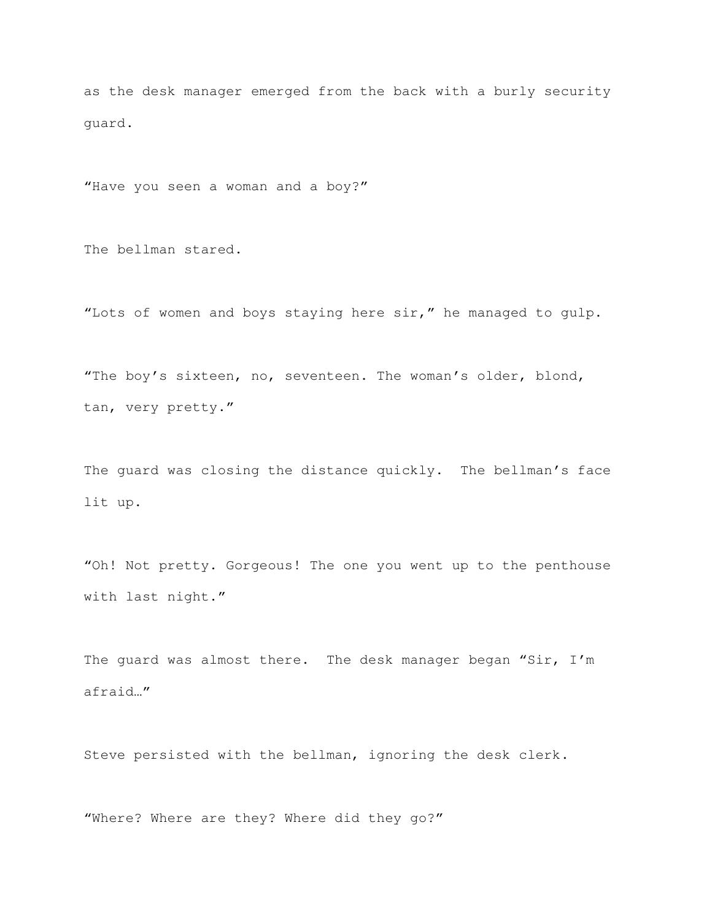as the desk manager emerged from the back with a burly security guard.

“Have you seen a woman and a boy?”

The bellman stared.

“Lots of women and boys staying here sir,” he managed to gulp.

“The boy’s sixteen, no, seventeen. The woman’s older, blond, tan, very pretty.”

The guard was closing the distance quickly. The bellman’s face lit up.

“Oh! Not pretty. Gorgeous! The one you went up to the penthouse with last night.”

The guard was almost there. The desk manager began “Sir, I’m afraid…”

Steve persisted with the bellman, ignoring the desk clerk.

“Where? Where are they? Where did they go?”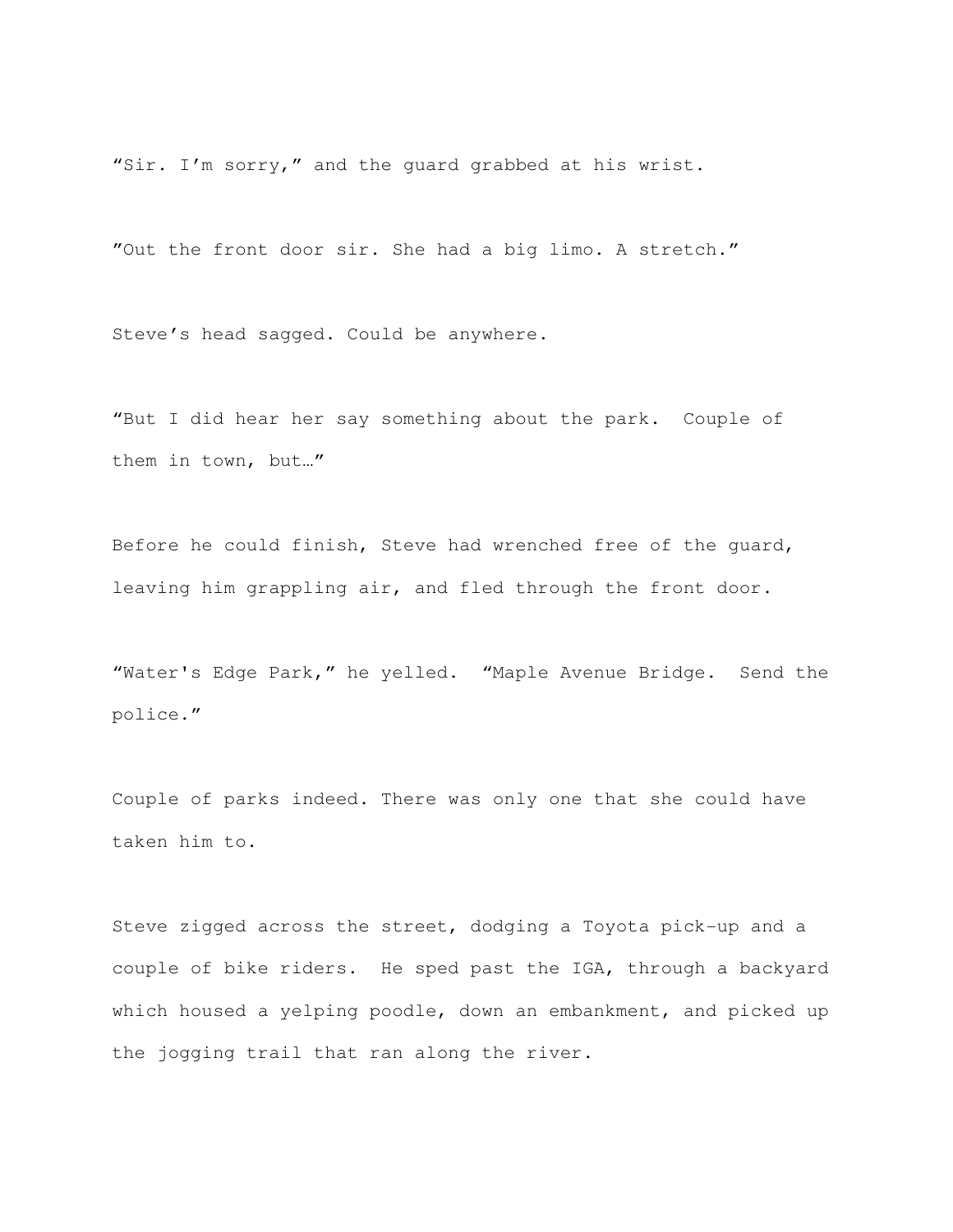“Sir. I’m sorry,” and the guard grabbed at his wrist.

”Out the front door sir. She had a big limo. A stretch.”

Steve’s head sagged. Could be anywhere.

“But I did hear her say something about the park.  Couple of them in town, but…”

Before he could finish, Steve had wrenched free of the guard, leaving him grappling air, and fled through the front door.

“Water's Edge Park,” he yelled.  “Maple Avenue Bridge.  Send the police.”

Couple of parks indeed. There was only one that she could have taken him to.

Steve zigged across the street, dodging a Toyota pick-up and a couple of bike riders.  He sped past the IGA, through a backyard which housed a yelping poodle, down an embankment, and picked up the jogging trail that ran along the river.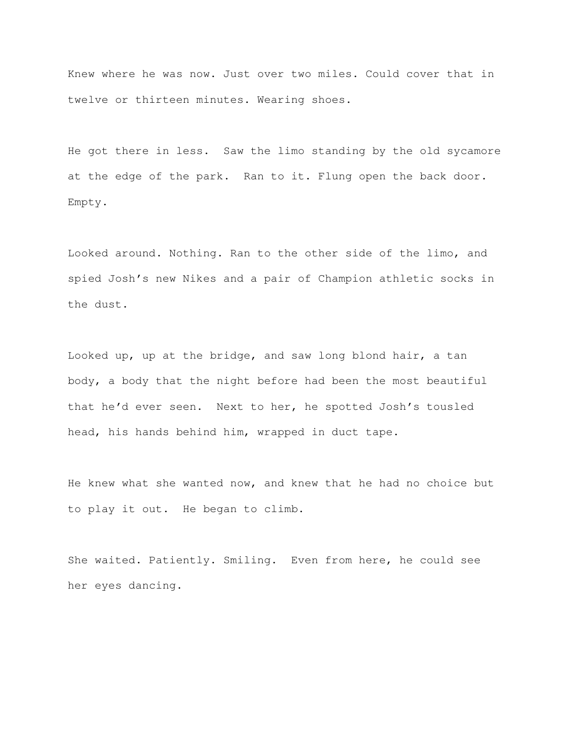Knew where he was now. Just over two miles. Could cover that in twelve or thirteen minutes. Wearing shoes.

He got there in less. Saw the limo standing by the old sycamore at the edge of the park. Ran to it. Flung open the back door. Empty.

Looked around. Nothing. Ran to the other side of the limo, and spied Josh's new Nikes and a pair of Champion athletic socks in the dust.

Looked up, up at the bridge, and saw long blond hair, a tan body, a body that the night before had been the most beautiful that he'd ever seen. Next to her, he spotted Josh's tousled head, his hands behind him, wrapped in duct tape.

He knew what she wanted now, and knew that he had no choice but to play it out. He began to climb.

She waited. Patiently. Smiling. Even from here, he could see her eyes dancing.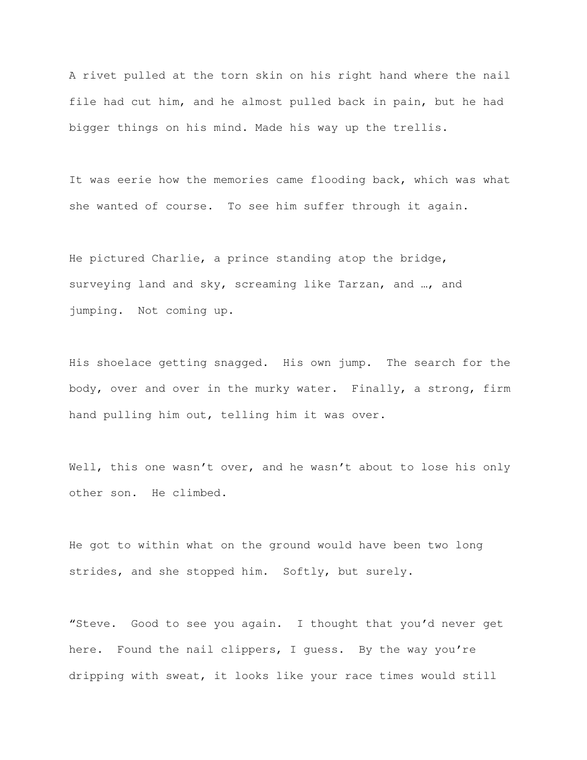A rivet pulled at the torn skin on his right hand where the nail file had cut him, and he almost pulled back in pain, but he had bigger things on his mind. Made his way up the trellis.

It was eerie how the memories came flooding back, which was what she wanted of course.  To see him suffer through it again.

He pictured Charlie, a prince standing atop the bridge, surveying land and sky, screaming like Tarzan, and …, and jumping.  Not coming up.

His shoelace getting snagged.  His own jump.  The search for the body, over and over in the murky water.  Finally, a strong, firm hand pulling him out, telling him it was over.

Well, this one wasn't over, and he wasn't about to lose his only other son.  He climbed.

He got to within what on the ground would have been two long strides, and she stopped him.  Softly, but surely.

"Steve.  Good to see you again.  I thought that you'd never get here.  Found the nail clippers, I guess.  By the way you're dripping with sweat, it looks like your race times would still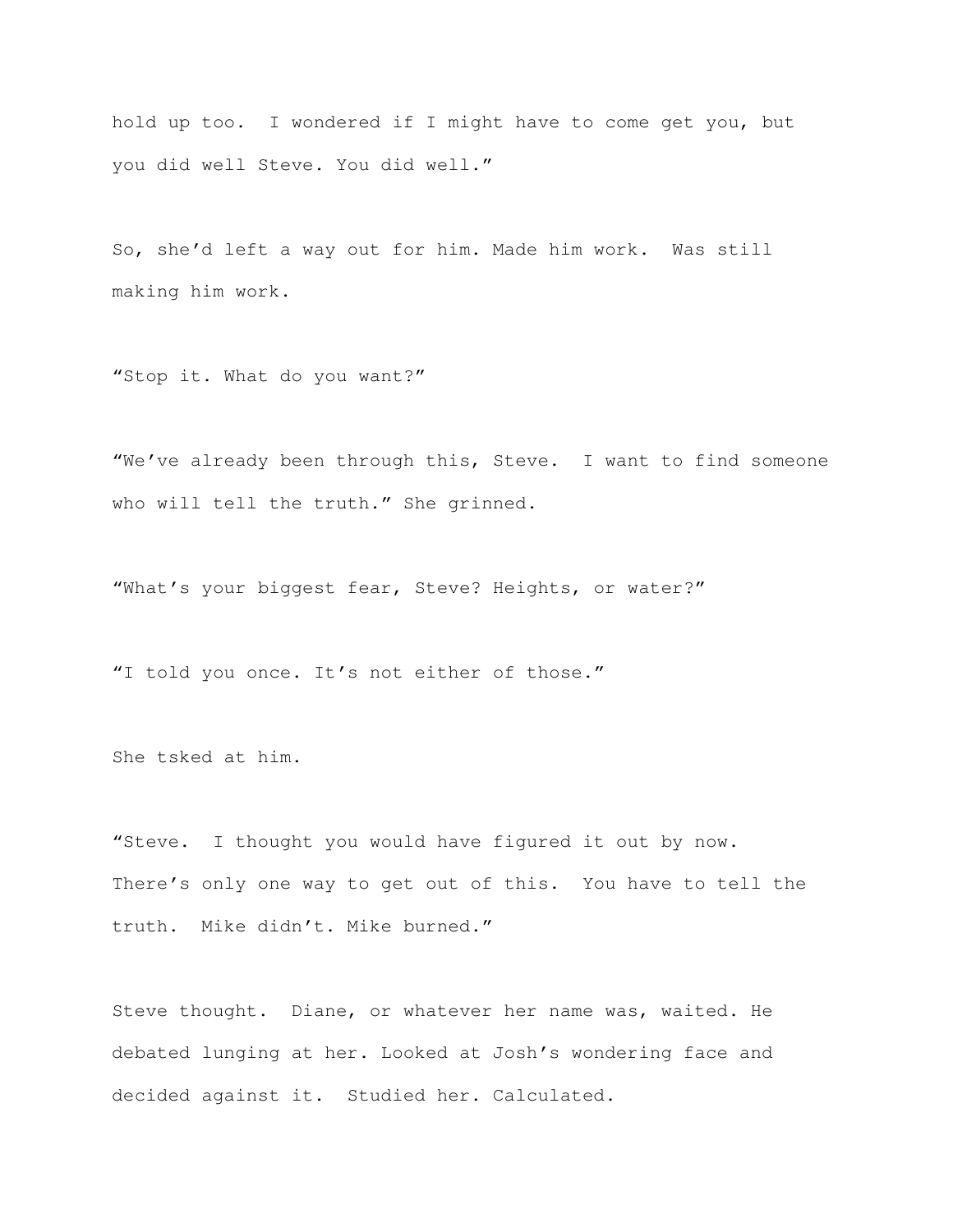hold up too.  I wondered if I might have to come get you, but you did well Steve. You did well."

So, she'd left a way out for him. Made him work.  Was still making him work.

"Stop it. What do you want?"

"We've already been through this, Steve.  I want to find someone who will tell the truth." She grinned.

"What's your biggest fear, Steve? Heights, or water?"

"I told you once. It's not either of those."

She tsked at him.

"Steve.  I thought you would have figured it out by now. There's only one way to get out of this.  You have to tell the truth.  Mike didn't. Mike burned."

Steve thought.  Diane, or whatever her name was, waited. He debated lunging at her. Looked at Josh's wondering face and decided against it.  Studied her. Calculated.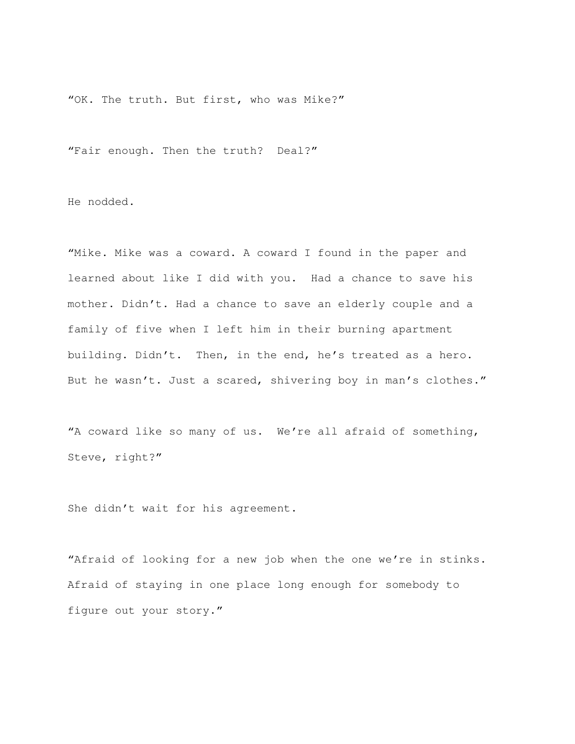"OK. The truth. But first, who was Mike?"

"Fair enough. Then the truth? Deal?"

He nodded.

"Mike. Mike was a coward. A coward I found in the paper and learned about like I did with you. Had a chance to save his mother. Didn't. Had a chance to save an elderly couple and a family of five when I left him in their burning apartment building. Didn't. Then, in the end, he's treated as a hero. But he wasn't. Just a scared, shivering boy in man's clothes."

"A coward like so many of us. We're all afraid of something, Steve, right?"

She didn't wait for his agreement.

"Afraid of looking for a new job when the one we're in stinks. Afraid of staying in one place long enough for somebody to figure out your story."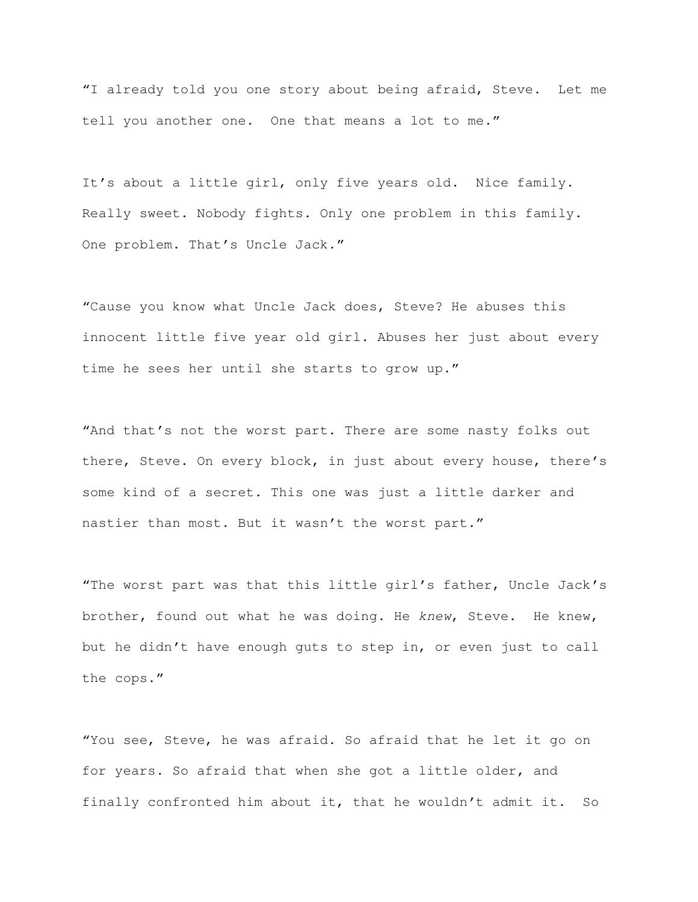“I already told you one story about being afraid, Steve. Let me tell you another one. One that means a lot to me.”

It’s about a little girl, only five years old. Nice family. Really sweet. Nobody fights. Only one problem in this family. One problem. That’s Uncle Jack.”

“Cause you know what Uncle Jack does, Steve? He abuses this innocent little five year old girl. Abuses her just about every time he sees her until she starts to grow up.”

“And that’s not the worst part. There are some nasty folks out there, Steve. On every block, in just about every house, there’s some kind of a secret. This one was just a little darker and nastier than most. But it wasn’t the worst part.”

“The worst part was that this little girl’s father, Uncle Jack’s brother, found out what he was doing. He *knew*, Steve. He knew, but he didn’t have enough guts to step in, or even just to call the cops.”

“You see, Steve, he was afraid. So afraid that he let it go on for years. So afraid that when she got a little older, and finally confronted him about it, that he wouldn’t admit it. So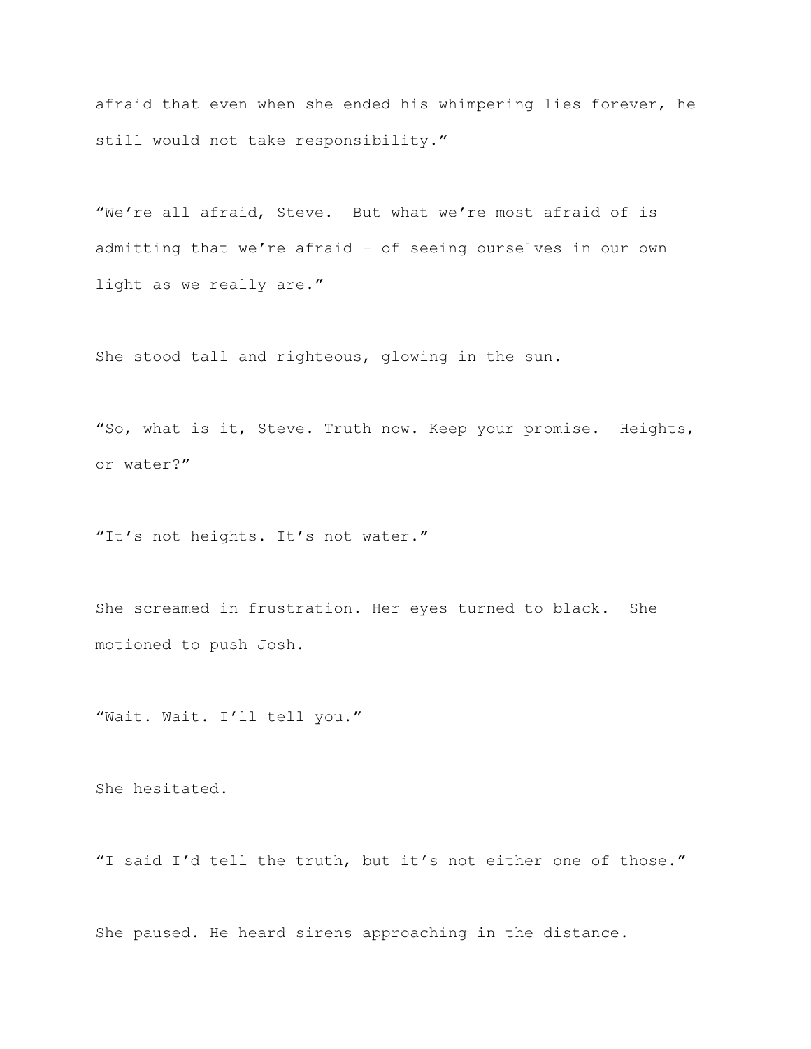afraid that even when she ended his whimpering lies forever, he still would not take responsibility."

"We're all afraid, Steve. But what we're most afraid of is admitting that we're afraid – of seeing ourselves in our own light as we really are."

She stood tall and righteous, glowing in the sun.

"So, what is it, Steve. Truth now. Keep your promise. Heights, or water?"

"It's not heights. It's not water."

She screamed in frustration. Her eyes turned to black. She motioned to push Josh.

"Wait. Wait. I'll tell you."

She hesitated.

"I said I'd tell the truth, but it's not either one of those."

She paused. He heard sirens approaching in the distance.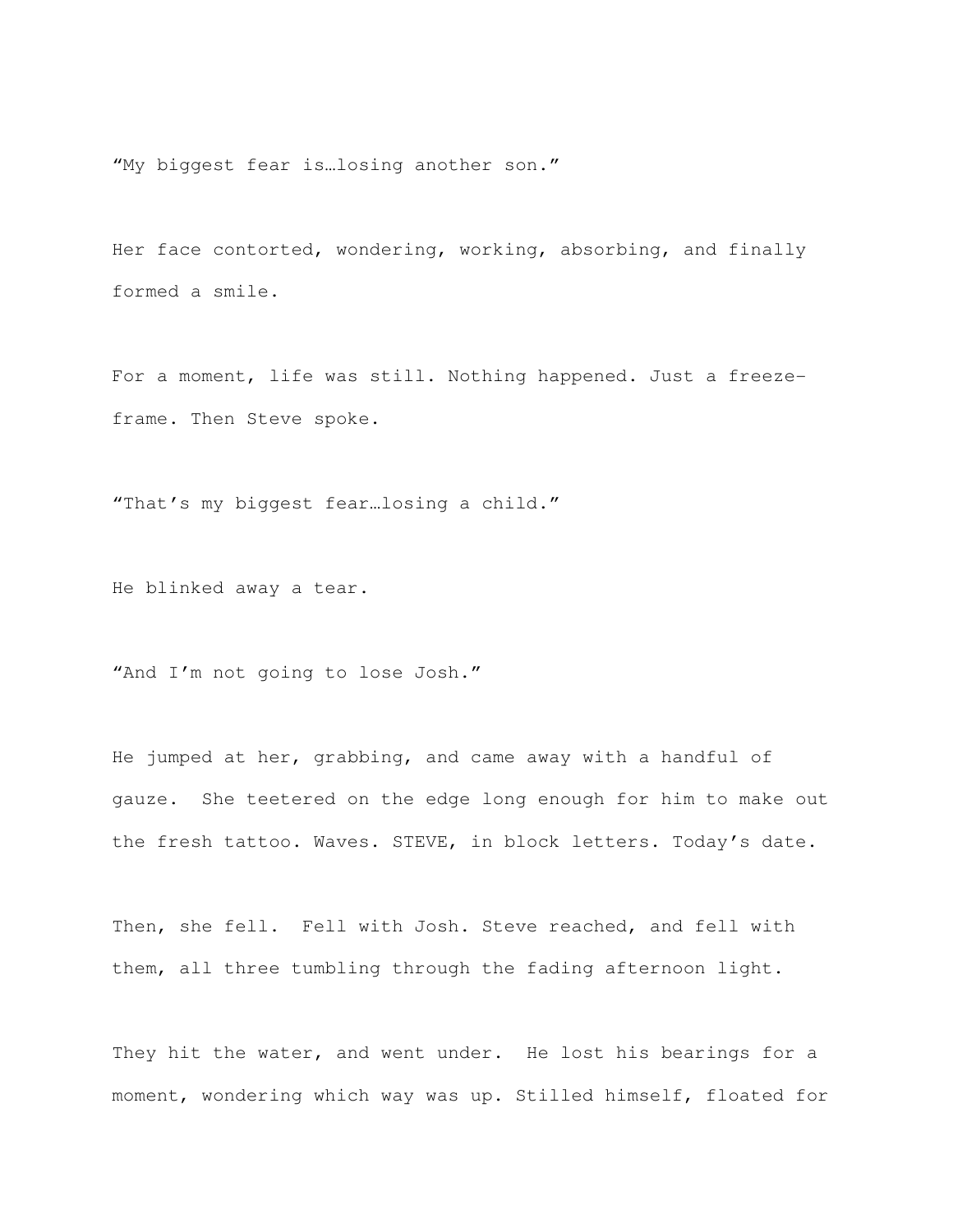"My biggest fear is…losing another son."

Her face contorted, wondering, working, absorbing, and finally formed a smile.

For a moment, life was still. Nothing happened. Just a freeze-frame. Then Steve spoke.

"That's my biggest fear…losing a child."

He blinked away a tear.

"And I'm not going to lose Josh."

He jumped at her, grabbing, and came away with a handful of gauze.  She teetered on the edge long enough for him to make out the fresh tattoo. Waves. STEVE, in block letters. Today's date.

Then, she fell.  Fell with Josh. Steve reached, and fell with them, all three tumbling through the fading afternoon light.

They hit the water, and went under.  He lost his bearings for a moment, wondering which way was up. Stilled himself, floated for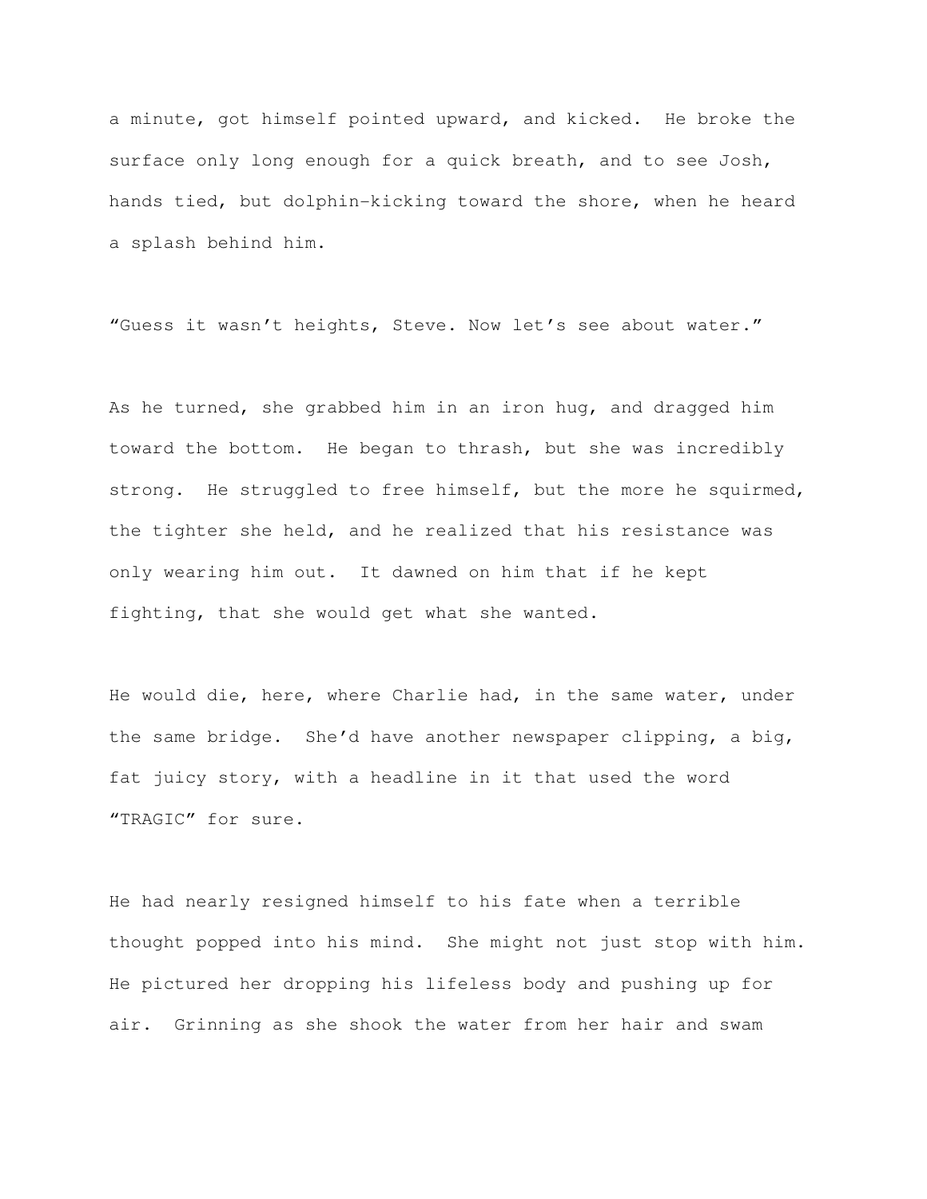a minute, got himself pointed upward, and kicked. He broke the surface only long enough for a quick breath, and to see Josh, hands tied, but dolphin-kicking toward the shore, when he heard a splash behind him.

"Guess it wasn't heights, Steve. Now let's see about water."

As he turned, she grabbed him in an iron hug, and dragged him toward the bottom. He began to thrash, but she was incredibly strong. He struggled to free himself, but the more he squirmed, the tighter she held, and he realized that his resistance was only wearing him out. It dawned on him that if he kept fighting, that she would get what she wanted.

He would die, here, where Charlie had, in the same water, under the same bridge. She'd have another newspaper clipping, a big, fat juicy story, with a headline in it that used the word "TRAGIC" for sure.

He had nearly resigned himself to his fate when a terrible thought popped into his mind. She might not just stop with him. He pictured her dropping his lifeless body and pushing up for air. Grinning as she shook the water from her hair and swam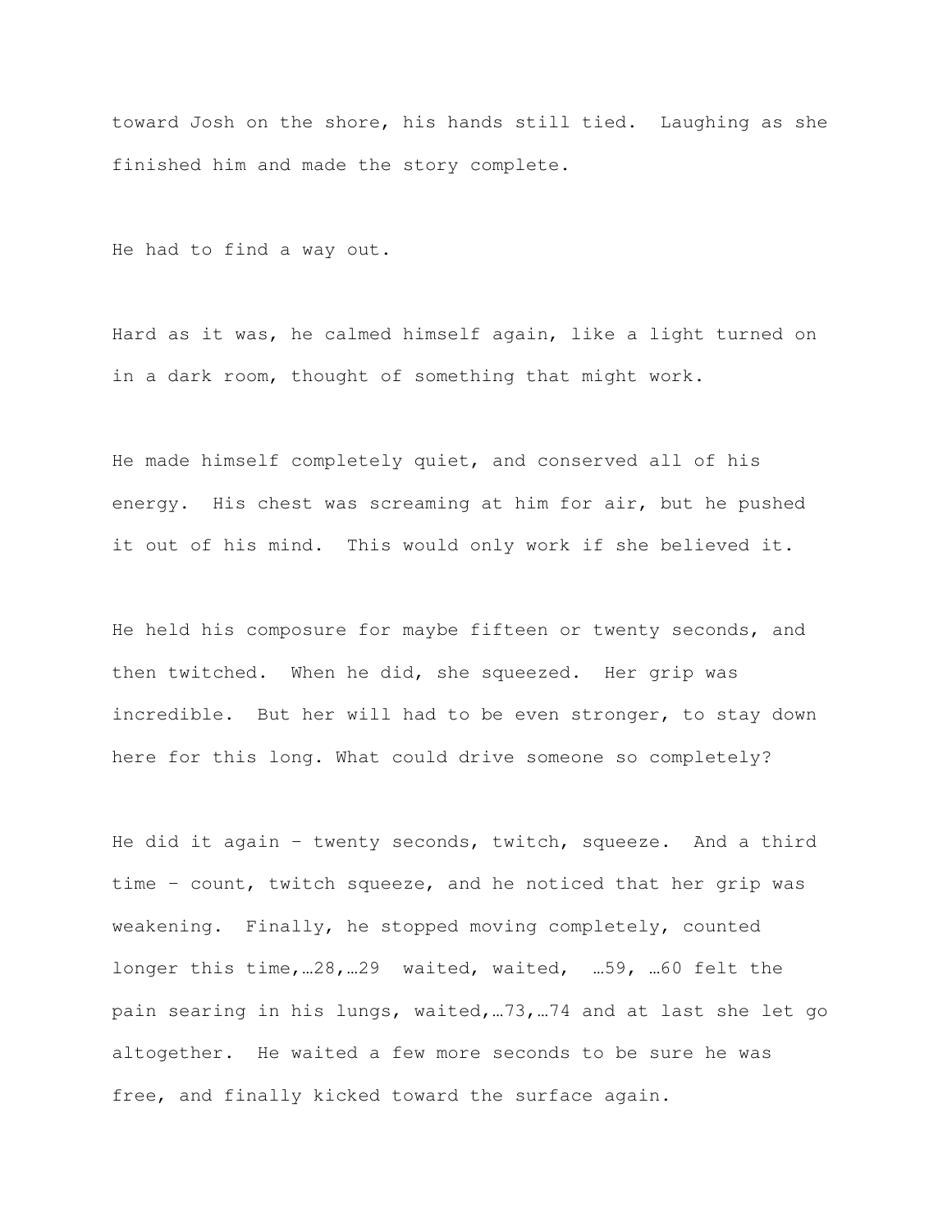toward Josh on the shore, his hands still tied. Laughing as she finished him and made the story complete.

He had to find a way out.

Hard as it was, he calmed himself again, like a light turned on in a dark room, thought of something that might work.

He made himself completely quiet, and conserved all of his energy. His chest was screaming at him for air, but he pushed it out of his mind. This would only work if she believed it.

He held his composure for maybe fifteen or twenty seconds, and then twitched. When he did, she squeezed. Her grip was incredible. But her will had to be even stronger, to stay down here for this long. What could drive someone so completely?

He did it again - twenty seconds, twitch, squeeze. And a third time - count, twitch squeeze, and he noticed that her grip was weakening. Finally, he stopped moving completely, counted longer this time,…28,…29 waited, waited, …59, …60 felt the pain searing in his lungs, waited,…73,…74 and at last she let go altogether. He waited a few more seconds to be sure he was free, and finally kicked toward the surface again.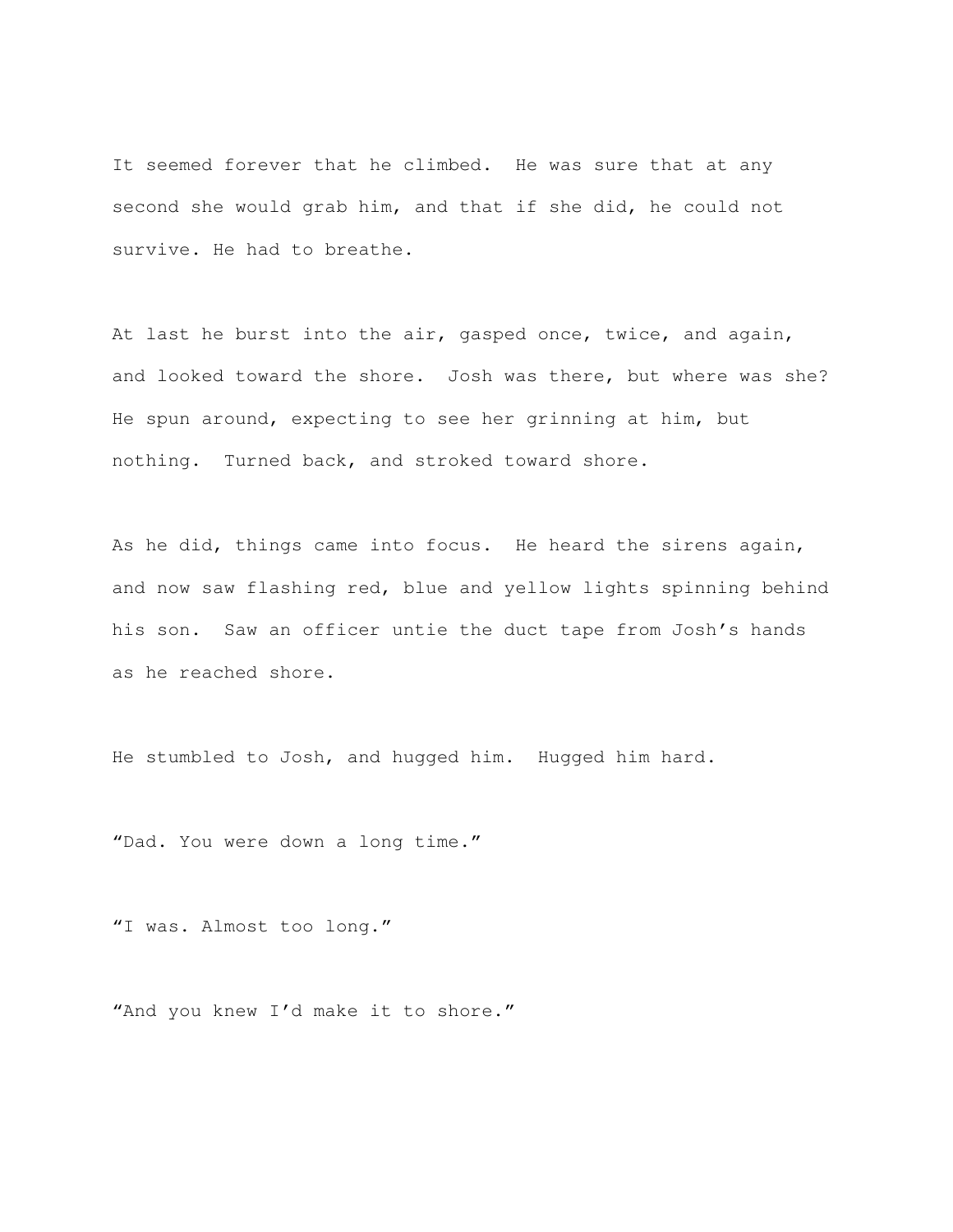It seemed forever that he climbed. He was sure that at any second she would grab him, and that if she did, he could not survive. He had to breathe.

At last he burst into the air, gasped once, twice, and again, and looked toward the shore. Josh was there, but where was she? He spun around, expecting to see her grinning at him, but nothing. Turned back, and stroked toward shore.

As he did, things came into focus. He heard the sirens again, and now saw flashing red, blue and yellow lights spinning behind his son. Saw an officer untie the duct tape from Josh's hands as he reached shore.

He stumbled to Josh, and hugged him. Hugged him hard.

"Dad. You were down a long time."

"I was. Almost too long."

"And you knew I'd make it to shore."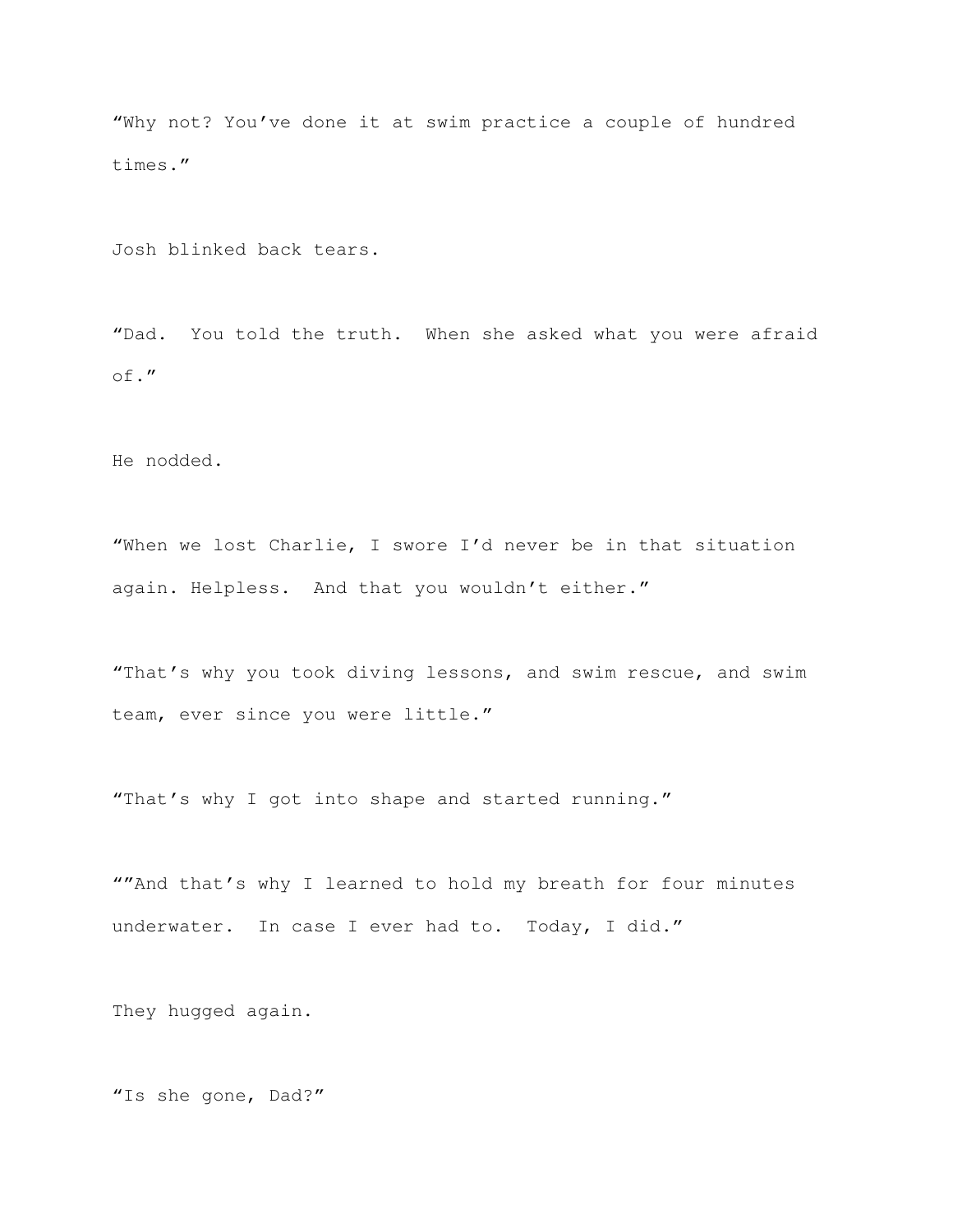“Why not? You’ve done it at swim practice a couple of hundred times.”

Josh blinked back tears.

“Dad.  You told the truth.  When she asked what you were afraid of.”

He nodded.

“When we lost Charlie, I swore I’d never be in that situation again. Helpless.  And that you wouldn’t either.”

“That’s why you took diving lessons, and swim rescue, and swim team, ever since you were little.”

“That’s why I got into shape and started running.”

“”And that’s why I learned to hold my breath for four minutes underwater.  In case I ever had to.  Today, I did.”

They hugged again.

“Is she gone, Dad?”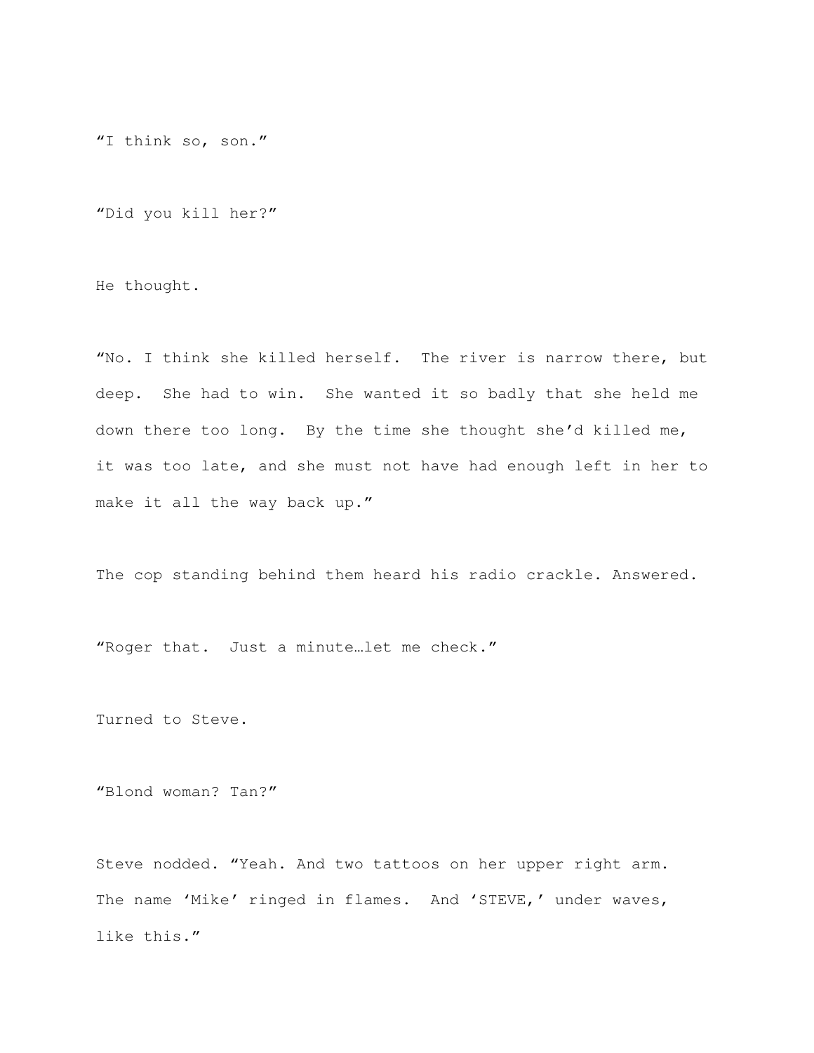"I think so, son."

"Did you kill her?"

He thought.

"No. I think she killed herself. The river is narrow there, but deep. She had to win. She wanted it so badly that she held me down there too long. By the time she thought she'd killed me, it was too late, and she must not have had enough left in her to make it all the way back up."

The cop standing behind them heard his radio crackle. Answered.

"Roger that. Just a minute…let me check."

Turned to Steve.

"Blond woman? Tan?"

Steve nodded. "Yeah. And two tattoos on her upper right arm. The name 'Mike' ringed in flames. And 'STEVE,' under waves, like this."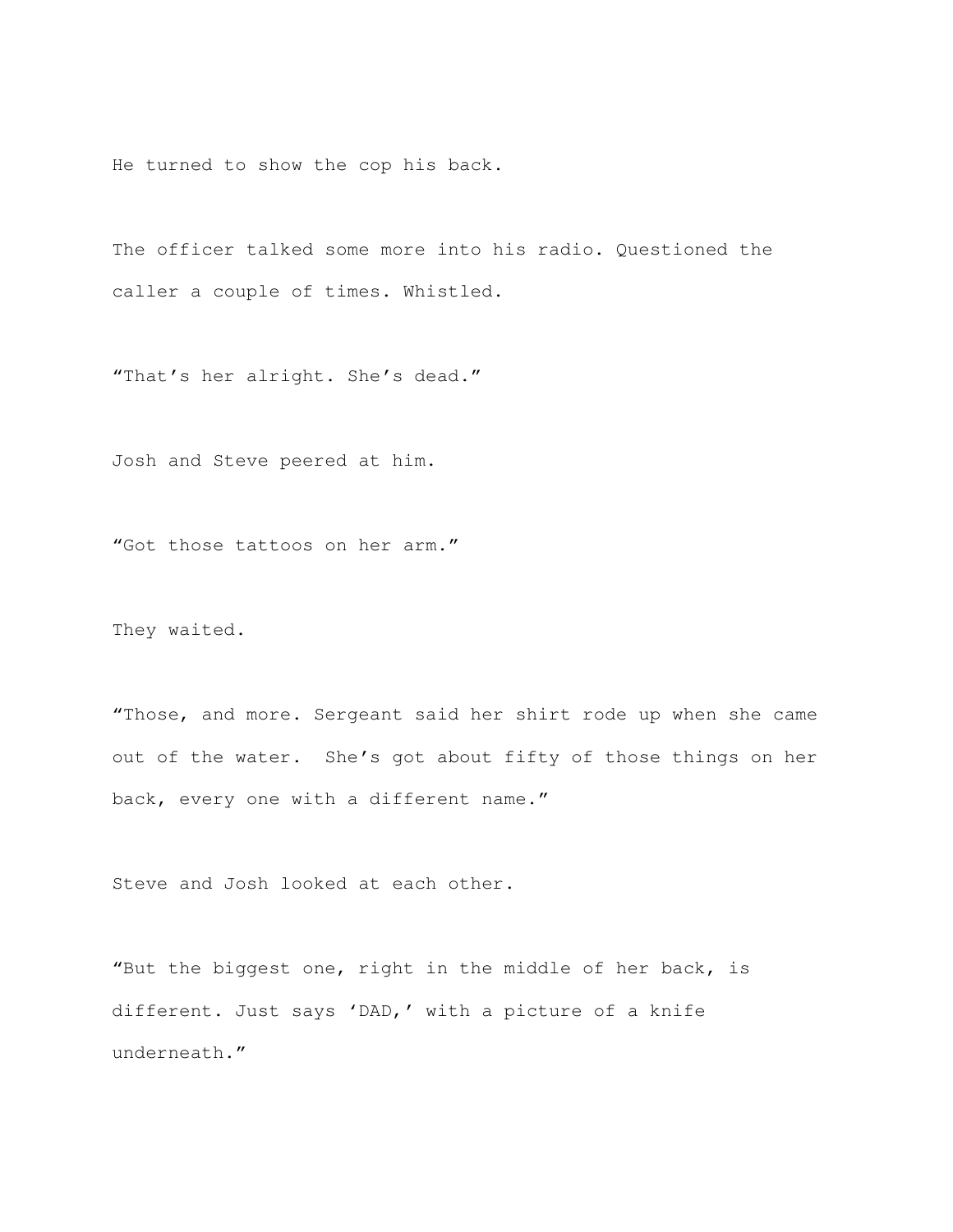He turned to show the cop his back.

The officer talked some more into his radio. Questioned the caller a couple of times. Whistled.

“That’s her alright. She’s dead.”

Josh and Steve peered at him.

“Got those tattoos on her arm.”

They waited.

“Those, and more. Sergeant said her shirt rode up when she came out of the water. She’s got about fifty of those things on her back, every one with a different name.”

Steve and Josh looked at each other.

“But the biggest one, right in the middle of her back, is different. Just says ‘DAD,’ with a picture of a knife underneath.”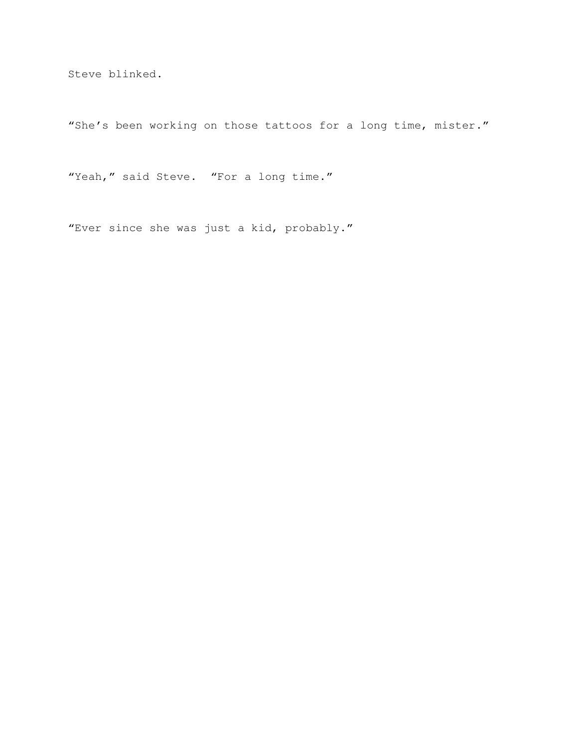Steve blinked.

“She’s been working on those tattoos for a long time, mister.”

“Yeah,” said Steve.  “For a long time.”

“Ever since she was just a kid, probably.”